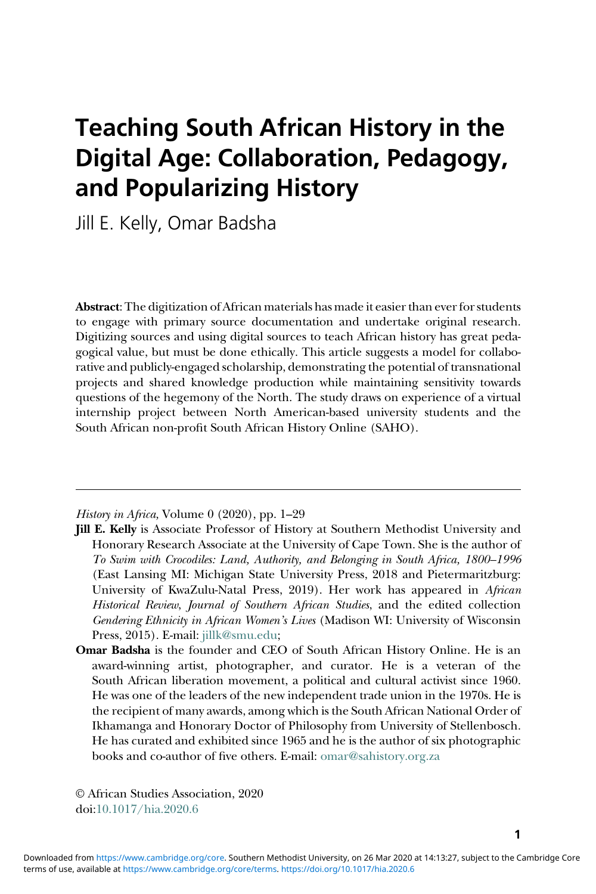# Teaching South African History in the Digital Age: Collaboration, Pedagogy, and Popularizing History

Jill E. Kelly, Omar Badsha

**Abstract**: The digitization of African materials has made it easier than ever for students to engage with primary source documentation and undertake original research. Digitizing sources and using digital sources to teach African history has great pedagogical value, but must be done ethically. This article suggests a model for collaborative and publicly-engaged scholarship, demonstrating the potential of transnational projects and shared knowledge production while maintaining sensitivity towards questions of the hegemony of the North. The study draws on experience of a virtual internship project between North American-based university students and the South African non-profit South African History Online (SAHO).

---

*History in Africa*, Volume 0 (2020), pp. 1–29

**Jill E. Kelly** is Associate Professor of History at Southern Methodist University and Honorary Research Associate at the University of Cape Town. She is the author of *To Swim with Crocodiles: Land, Authority, and Belonging in South Africa, 1800–1996* (East Lansing MI: Michigan State University Press, 2018 and Pietermaritzburg: University of KwaZulu-Natal Press, 2019). Her work has appeared in *African Historical Review*, *Journal of Southern African Studies*, and the edited collection *Gendering Ethnicity in African Women's Lives* (Madison WI: University of Wisconsin Press, 2015). E-mail: jillk@smu.edu;

**Omar Badsha** is the founder and CEO of South African History Online. He is an award-winning artist, photographer, and curator. He is a veteran of the South African liberation movement, a political and cultural activist since 1960. He was one of the leaders of the new independent trade union in the 1970s. He is the recipient of many awards, among which is the South African National Order of Ikhamanga and Honorary Doctor of Philosophy from University of Stellenbosch. He has curated and exhibited since 1965 and he is the author of six photographic books and co-author of five others. E-mail: omar@sahistory.org.za

© African Studies Association, 2020
doi:10.1017/hia.2020.6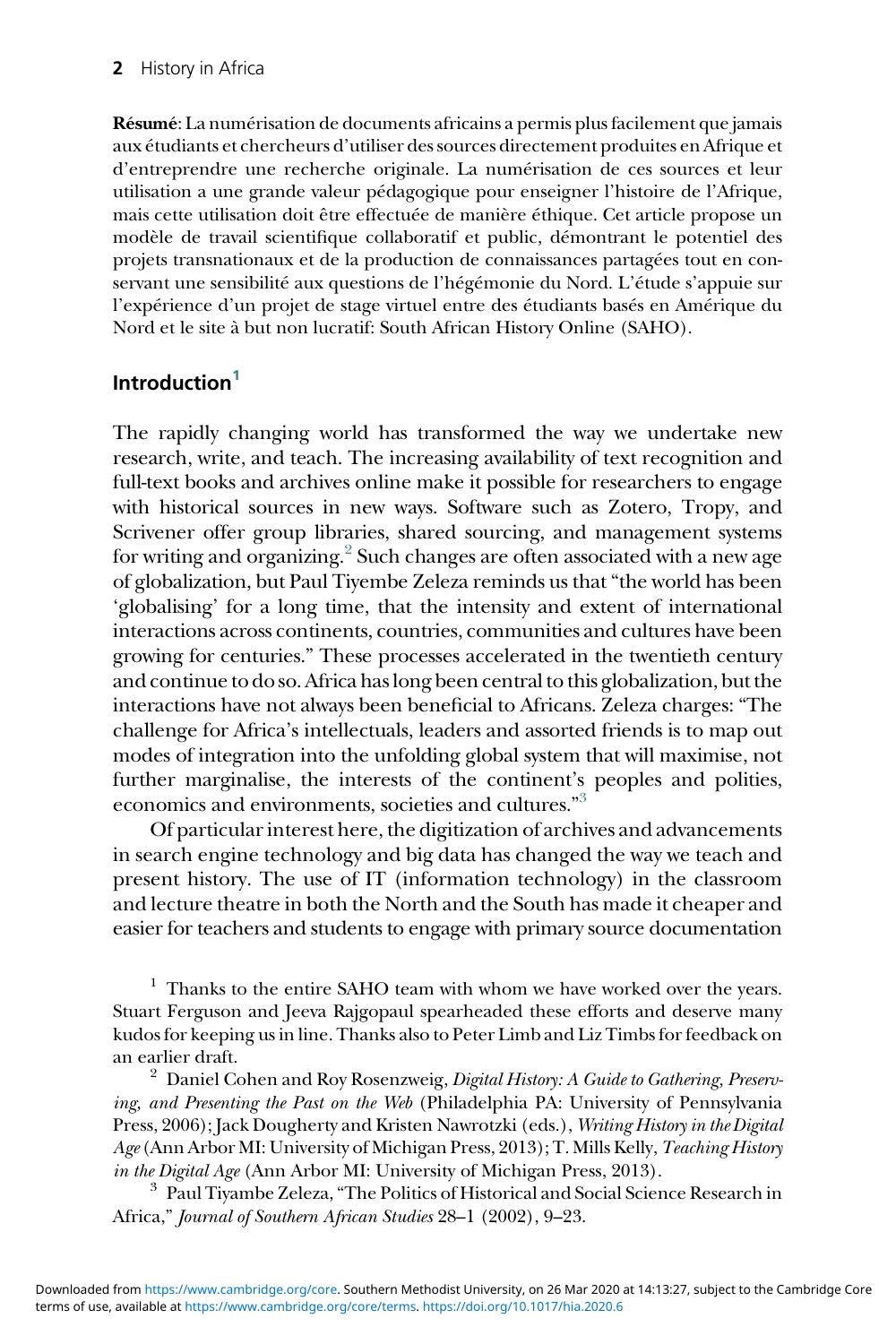**Résumé**: La numérisation de documents africains a permis plus facilement que jamais aux étudiants et chercheurs d'utiliser des sources directement produites en Afrique et d'entreprendre une recherche originale. La numérisation de ces sources et leur utilisation a une grande valeur pédagogique pour enseigner l'histoire de l'Afrique, mais cette utilisation doit être effectuée de manière éthique. Cet article propose un modèle de travail scientifique collaboratif et public, démontrant le potentiel des projets transnationaux et de la production de connaissances partagées tout en conservant une sensibilité aux questions de l'hégémonie du Nord. L'étude s'appuie sur l'expérience d'un projet de stage virtuel entre des étudiants basés en Amérique du Nord et le site à but non lucratif: South African History Online (SAHO).

## Introduction[1]

The rapidly changing world has transformed the way we undertake new research, write, and teach. The increasing availability of text recognition and full-text books and archives online make it possible for researchers to engage with historical sources in new ways. Software such as Zotero, Tropy, and Scrivener offer group libraries, shared sourcing, and management systems for writing and organizing.[2] Such changes are often associated with a new age of globalization, but Paul Tiyembe Zeleza reminds us that "the world has been 'globalising' for a long time, that the intensity and extent of international interactions across continents, countries, communities and cultures have been growing for centuries." These processes accelerated in the twentieth century and continue to do so. Africa has long been central to this globalization, but the interactions have not always been beneficial to Africans. Zeleza charges: "The challenge for Africa's intellectuals, leaders and assorted friends is to map out modes of integration into the unfolding global system that will maximise, not further marginalise, the interests of the continent's peoples and polities, economics and environments, societies and cultures."[3]

Of particular interest here, the digitization of archives and advancements in search engine technology and big data has changed the way we teach and present history. The use of IT (information technology) in the classroom and lecture theatre in both the North and the South has made it cheaper and easier for teachers and students to engage with primary source documentation

[1] Thanks to the entire SAHO team with whom we have worked over the years. Stuart Ferguson and Jeeva Rajgopaul spearheaded these efforts and deserve many kudos for keeping us in line. Thanks also to Peter Limb and Liz Timbs for feedback on an earlier draft.

[2] Daniel Cohen and Roy Rosenzweig, *Digital History: A Guide to Gathering, Preserving, and Presenting the Past on the Web* (Philadelphia PA: University of Pennsylvania Press, 2006); Jack Dougherty and Kristen Nawrotzki (eds.), *Writing History in the Digital Age* (Ann Arbor MI: University of Michigan Press, 2013); T. Mills Kelly, *Teaching History in the Digital Age* (Ann Arbor MI: University of Michigan Press, 2013).

[3] Paul Tiyambe Zeleza, "The Politics of Historical and Social Science Research in Africa," *Journal of Southern African Studies* 28–1 (2002), 9–23.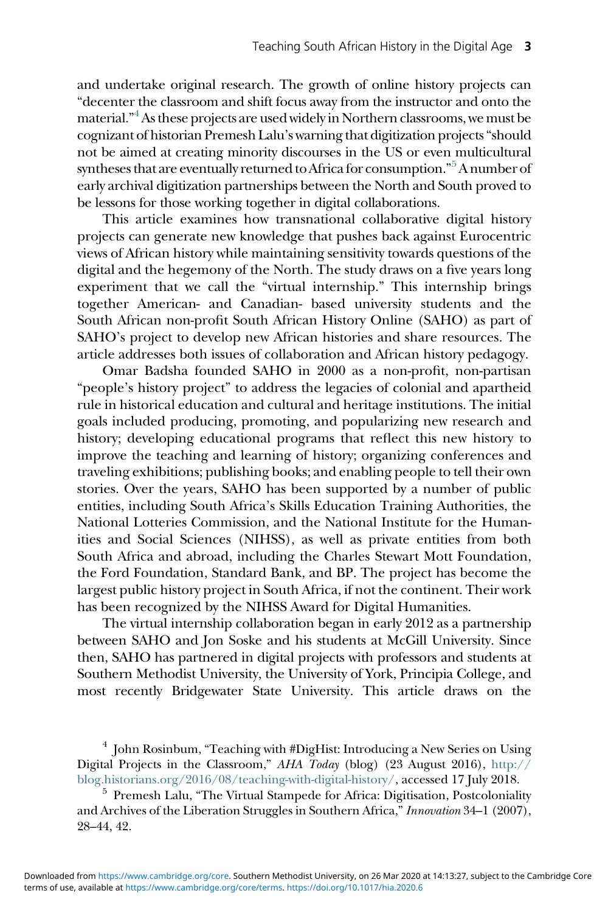and undertake original research. The growth of online history projects can "decenter the classroom and shift focus away from the instructor and onto the material."[4] As these projects are used widely in Northern classrooms, we must be cognizant of historian Premesh Lalu's warning that digitization projects "should not be aimed at creating minority discourses in the US or even multicultural syntheses that are eventually returned to Africa for consumption."[5] A number of early archival digitization partnerships between the North and South proved to be lessons for those working together in digital collaborations.

This article examines how transnational collaborative digital history projects can generate new knowledge that pushes back against Eurocentric views of African history while maintaining sensitivity towards questions of the digital and the hegemony of the North. The study draws on a five years long experiment that we call the "virtual internship." This internship brings together American- and Canadian- based university students and the South African non-profit South African History Online (SAHO) as part of SAHO's project to develop new African histories and share resources. The article addresses both issues of collaboration and African history pedagogy.

Omar Badsha founded SAHO in 2000 as a non-profit, non-partisan "people's history project" to address the legacies of colonial and apartheid rule in historical education and cultural and heritage institutions. The initial goals included producing, promoting, and popularizing new research and history; developing educational programs that reflect this new history to improve the teaching and learning of history; organizing conferences and traveling exhibitions; publishing books; and enabling people to tell their own stories. Over the years, SAHO has been supported by a number of public entities, including South Africa's Skills Education Training Authorities, the National Lotteries Commission, and the National Institute for the Humanities and Social Sciences (NIHSS), as well as private entities from both South Africa and abroad, including the Charles Stewart Mott Foundation, the Ford Foundation, Standard Bank, and BP. The project has become the largest public history project in South Africa, if not the continent. Their work has been recognized by the NIHSS Award for Digital Humanities.

The virtual internship collaboration began in early 2012 as a partnership between SAHO and Jon Soske and his students at McGill University. Since then, SAHO has partnered in digital projects with professors and students at Southern Methodist University, the University of York, Principia College, and most recently Bridgewater State University. This article draws on the

[4] John Rosinbum, "Teaching with #DigHist: Introducing a New Series on Using Digital Projects in the Classroom," *AHA Today* (blog) (23 August 2016), http://blog.historians.org/2016/08/teaching-with-digital-history/, accessed 17 July 2018.

[5] Premesh Lalu, "The Virtual Stampede for Africa: Digitisation, Postcoloniality and Archives of the Liberation Struggles in Southern Africa," *Innovation* 34–1 (2007), 28–44, 42.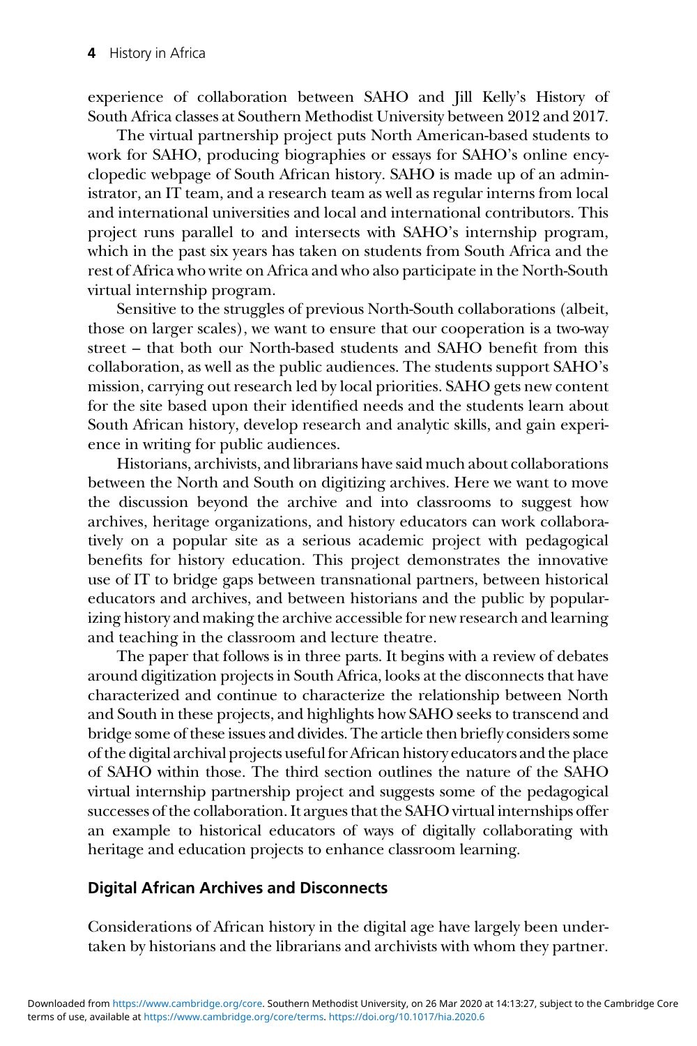experience of collaboration between SAHO and Jill Kelly's History of South Africa classes at Southern Methodist University between 2012 and 2017.

The virtual partnership project puts North American-based students to work for SAHO, producing biographies or essays for SAHO's online encyclopedic webpage of South African history. SAHO is made up of an administrator, an IT team, and a research team as well as regular interns from local and international universities and local and international contributors. This project runs parallel to and intersects with SAHO's internship program, which in the past six years has taken on students from South Africa and the rest of Africa who write on Africa and who also participate in the North-South virtual internship program.

Sensitive to the struggles of previous North-South collaborations (albeit, those on larger scales), we want to ensure that our cooperation is a two-way street – that both our North-based students and SAHO benefit from this collaboration, as well as the public audiences. The students support SAHO's mission, carrying out research led by local priorities. SAHO gets new content for the site based upon their identified needs and the students learn about South African history, develop research and analytic skills, and gain experience in writing for public audiences.

Historians, archivists, and librarians have said much about collaborations between the North and South on digitizing archives. Here we want to move the discussion beyond the archive and into classrooms to suggest how archives, heritage organizations, and history educators can work collaboratively on a popular site as a serious academic project with pedagogical benefits for history education. This project demonstrates the innovative use of IT to bridge gaps between transnational partners, between historical educators and archives, and between historians and the public by popularizing history and making the archive accessible for new research and learning and teaching in the classroom and lecture theatre.

The paper that follows is in three parts. It begins with a review of debates around digitization projects in South Africa, looks at the disconnects that have characterized and continue to characterize the relationship between North and South in these projects, and highlights how SAHO seeks to transcend and bridge some of these issues and divides. The article then briefly considers some of the digital archival projects useful for African history educators and the place of SAHO within those. The third section outlines the nature of the SAHO virtual internship partnership project and suggests some of the pedagogical successes of the collaboration. It argues that the SAHO virtual internships offer an example to historical educators of ways of digitally collaborating with heritage and education projects to enhance classroom learning.

## Digital African Archives and Disconnects

Considerations of African history in the digital age have largely been undertaken by historians and the librarians and archivists with whom they partner.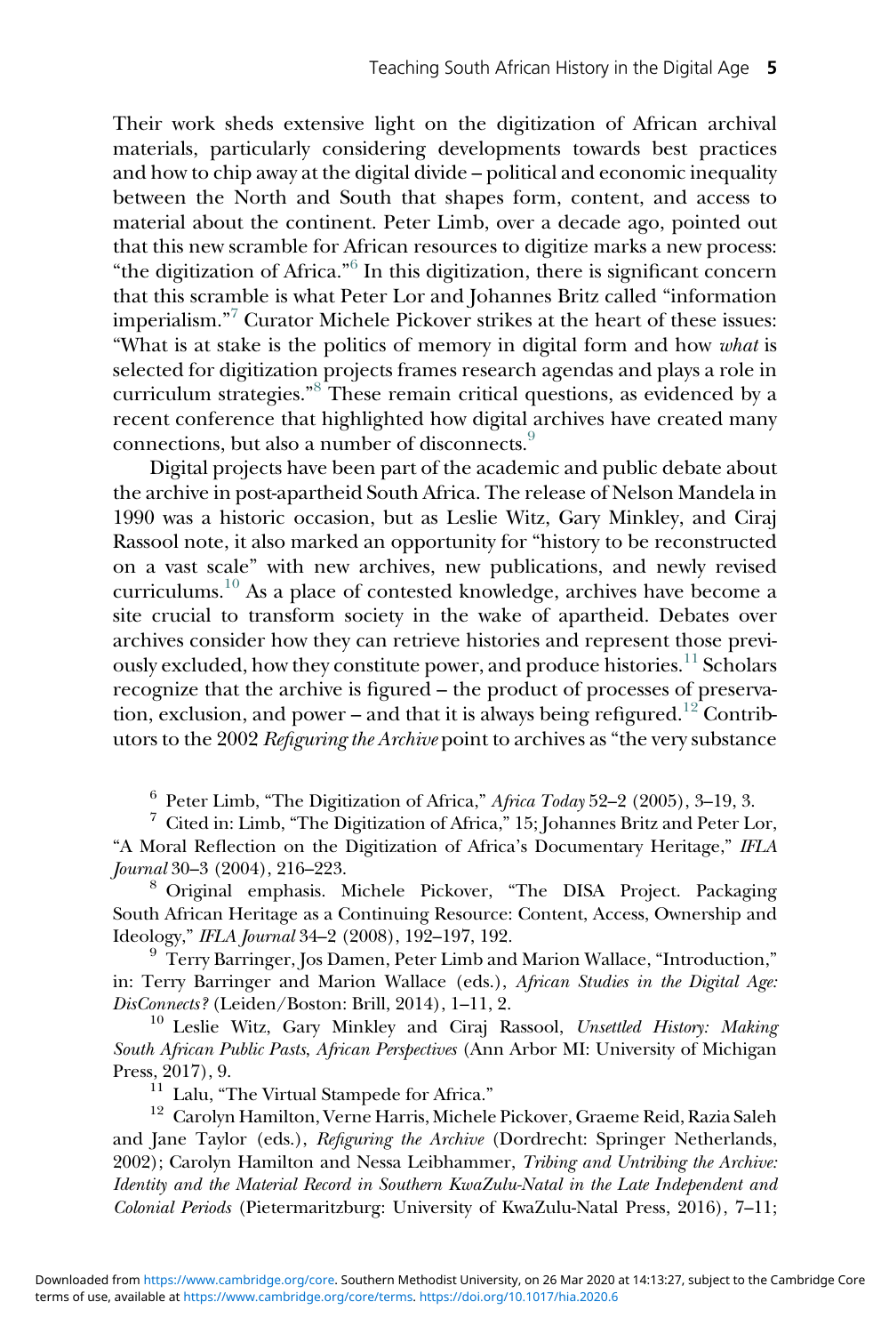Their work sheds extensive light on the digitization of African archival materials, particularly considering developments towards best practices and how to chip away at the digital divide – political and economic inequality between the North and South that shapes form, content, and access to material about the continent. Peter Limb, over a decade ago, pointed out that this new scramble for African resources to digitize marks a new process: "the digitization of Africa."[6] In this digitization, there is significant concern that this scramble is what Peter Lor and Johannes Britz called "information imperialism."[7] Curator Michele Pickover strikes at the heart of these issues: "What is at stake is the politics of memory in digital form and how *what* is selected for digitization projects frames research agendas and plays a role in curriculum strategies."[8] These remain critical questions, as evidenced by a recent conference that highlighted how digital archives have created many connections, but also a number of disconnects.[9]

Digital projects have been part of the academic and public debate about the archive in post-apartheid South Africa. The release of Nelson Mandela in 1990 was a historic occasion, but as Leslie Witz, Gary Minkley, and Ciraj Rassool note, it also marked an opportunity for "history to be reconstructed on a vast scale" with new archives, new publications, and newly revised curriculums.[10] As a place of contested knowledge, archives have become a site crucial to transform society in the wake of apartheid. Debates over archives consider how they can retrieve histories and represent those previously excluded, how they constitute power, and produce histories.[11] Scholars recognize that the archive is figured – the product of processes of preservation, exclusion, and power – and that it is always being refigured.[12] Contributors to the 2002 *Refiguring the Archive* point to archives as "the very substance

[6] Peter Limb, "The Digitization of Africa," *Africa Today* 52–2 (2005), 3–19, 3.

[7] Cited in: Limb, "The Digitization of Africa," 15; Johannes Britz and Peter Lor, "A Moral Reflection on the Digitization of Africa's Documentary Heritage," *IFLA Journal* 30–3 (2004), 216–223.

[8] Original emphasis. Michele Pickover, "The DISA Project. Packaging South African Heritage as a Continuing Resource: Content, Access, Ownership and Ideology," *IFLA Journal* 34–2 (2008), 192–197, 192.

[9] Terry Barringer, Jos Damen, Peter Limb and Marion Wallace, "Introduction," in: Terry Barringer and Marion Wallace (eds.), *African Studies in the Digital Age: DisConnects?* (Leiden/Boston: Brill, 2014), 1–11, 2.

[10] Leslie Witz, Gary Minkley and Ciraj Rassool, *Unsettled History: Making South African Public Pasts, African Perspectives* (Ann Arbor MI: University of Michigan Press, 2017), 9.

[11] Lalu, "The Virtual Stampede for Africa."

[12] Carolyn Hamilton, Verne Harris, Michele Pickover, Graeme Reid, Razia Saleh and Jane Taylor (eds.), *Refiguring the Archive* (Dordrecht: Springer Netherlands, 2002); Carolyn Hamilton and Nessa Leibhammer, *Tribing and Untribing the Archive: Identity and the Material Record in Southern KwaZulu-Natal in the Late Independent and Colonial Periods* (Pietermaritzburg: University of KwaZulu-Natal Press, 2016), 7–11;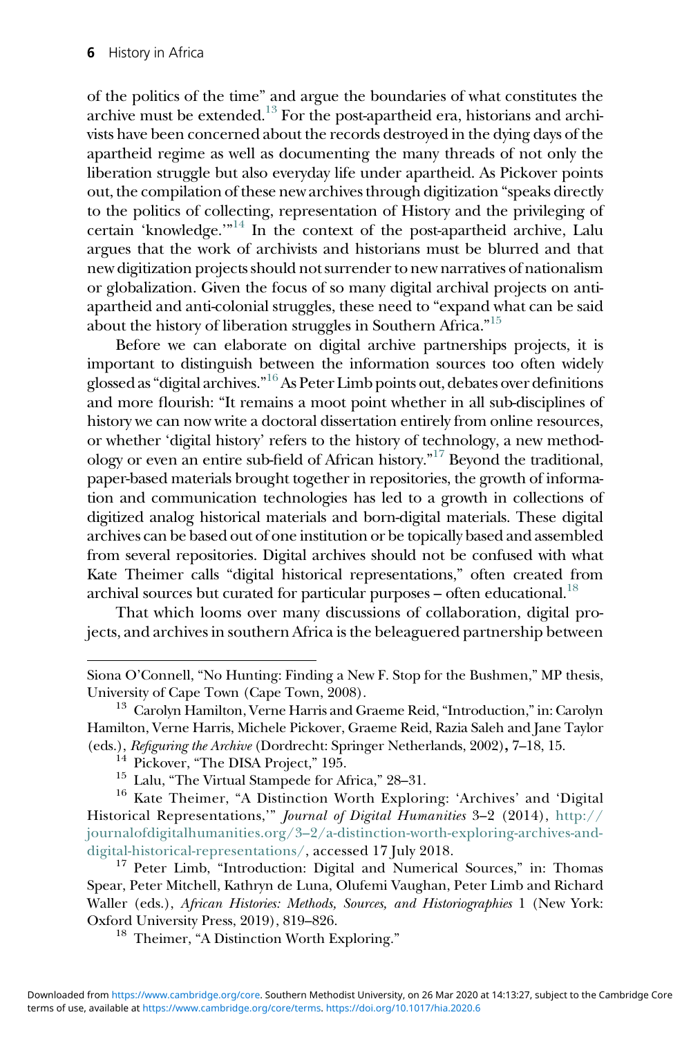of the politics of the time" and argue the boundaries of what constitutes the archive must be extended.[13] For the post-apartheid era, historians and archivists have been concerned about the records destroyed in the dying days of the apartheid regime as well as documenting the many threads of not only the liberation struggle but also everyday life under apartheid. As Pickover points out, the compilation of these new archives through digitization "speaks directly to the politics of collecting, representation of History and the privileging of certain 'knowledge.'"[14] In the context of the post-apartheid archive, Lalu argues that the work of archivists and historians must be blurred and that new digitization projects should not surrender to new narratives of nationalism or globalization. Given the focus of so many digital archival projects on anti-apartheid and anti-colonial struggles, these need to "expand what can be said about the history of liberation struggles in Southern Africa."[15]

Before we can elaborate on digital archive partnerships projects, it is important to distinguish between the information sources too often widely glossed as "digital archives."[16] As Peter Limb points out, debates over definitions and more flourish: "It remains a moot point whether in all sub-disciplines of history we can now write a doctoral dissertation entirely from online resources, or whether 'digital history' refers to the history of technology, a new methodology or even an entire sub-field of African history."[17] Beyond the traditional, paper-based materials brought together in repositories, the growth of information and communication technologies has led to a growth in collections of digitized analog historical materials and born-digital materials. These digital archives can be based out of one institution or be topically based and assembled from several repositories. Digital archives should not be confused with what Kate Theimer calls "digital historical representations," often created from archival sources but curated for particular purposes – often educational.[18]

That which looms over many discussions of collaboration, digital projects, and archives in southern Africa is the beleaguered partnership between

---

Siona O'Connell, "No Hunting: Finding a New F. Stop for the Bushmen," MP thesis, University of Cape Town (Cape Town, 2008).

[13] Carolyn Hamilton, Verne Harris and Graeme Reid, "Introduction," in: Carolyn Hamilton, Verne Harris, Michele Pickover, Graeme Reid, Razia Saleh and Jane Taylor (eds.), *Refiguring the Archive* (Dordrecht: Springer Netherlands, 2002), 7–18, 15.

[14] Pickover, "The DISA Project," 195.

[15] Lalu, "The Virtual Stampede for Africa," 28–31.

[16] Kate Theimer, "A Distinction Worth Exploring: 'Archives' and 'Digital Historical Representations,'" *Journal of Digital Humanities* 3–2 (2014), http://journalofdigitalhumanities.org/3–2/a-distinction-worth-exploring-archives-and-digital-historical-representations/, accessed 17 July 2018.

[17] Peter Limb, "Introduction: Digital and Numerical Sources," in: Thomas Spear, Peter Mitchell, Kathryn de Luna, Olufemi Vaughan, Peter Limb and Richard Waller (eds.), *African Histories: Methods, Sources, and Historiographies* 1 (New York: Oxford University Press, 2019), 819–826.

[18] Theimer, "A Distinction Worth Exploring."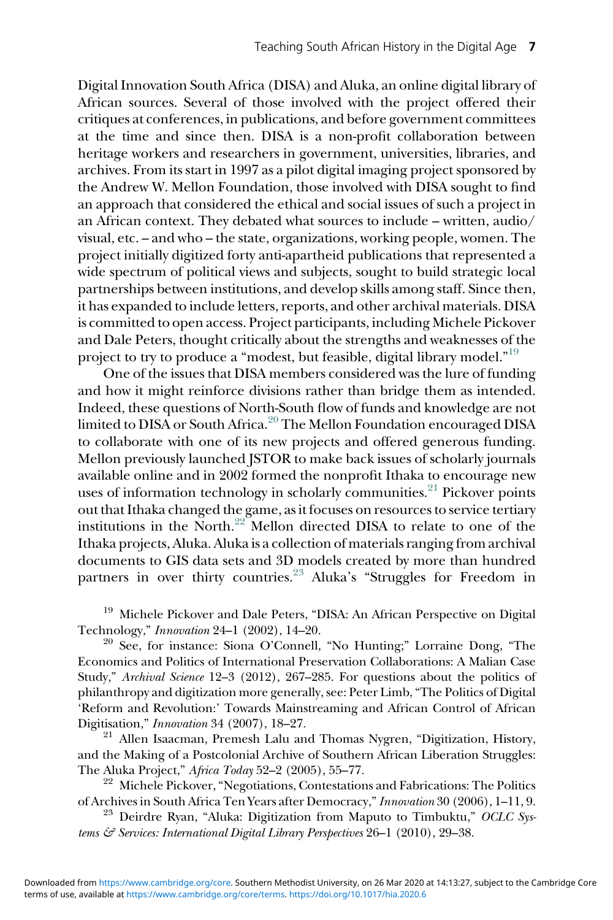Digital Innovation South Africa (DISA) and Aluka, an online digital library of African sources. Several of those involved with the project offered their critiques at conferences, in publications, and before government committees at the time and since then. DISA is a non-profit collaboration between heritage workers and researchers in government, universities, libraries, and archives. From its start in 1997 as a pilot digital imaging project sponsored by the Andrew W. Mellon Foundation, those involved with DISA sought to find an approach that considered the ethical and social issues of such a project in an African context. They debated what sources to include – written, audio/visual, etc. – and who – the state, organizations, working people, women. The project initially digitized forty anti-apartheid publications that represented a wide spectrum of political views and subjects, sought to build strategic local partnerships between institutions, and develop skills among staff. Since then, it has expanded to include letters, reports, and other archival materials. DISA is committed to open access. Project participants, including Michele Pickover and Dale Peters, thought critically about the strengths and weaknesses of the project to try to produce a "modest, but feasible, digital library model."[19]

One of the issues that DISA members considered was the lure of funding and how it might reinforce divisions rather than bridge them as intended. Indeed, these questions of North-South flow of funds and knowledge are not limited to DISA or South Africa.[20] The Mellon Foundation encouraged DISA to collaborate with one of its new projects and offered generous funding. Mellon previously launched JSTOR to make back issues of scholarly journals available online and in 2002 formed the nonprofit Ithaka to encourage new uses of information technology in scholarly communities.[21] Pickover points out that Ithaka changed the game, as it focuses on resources to service tertiary institutions in the North.[22] Mellon directed DISA to relate to one of the Ithaka projects, Aluka. Aluka is a collection of materials ranging from archival documents to GIS data sets and 3D models created by more than hundred partners in over thirty countries.[23] Aluka's "Struggles for Freedom in

[19] Michele Pickover and Dale Peters, "DISA: An African Perspective on Digital Technology," *Innovation* 24–1 (2002), 14–20.

[20] See, for instance: Siona O'Connell, "No Hunting;" Lorraine Dong, "The Economics and Politics of International Preservation Collaborations: A Malian Case Study," *Archival Science* 12–3 (2012), 267–285. For questions about the politics of philanthropy and digitization more generally, see: Peter Limb, "The Politics of Digital 'Reform and Revolution:' Towards Mainstreaming and African Control of African Digitisation," *Innovation* 34 (2007), 18–27.

[21] Allen Isaacman, Premesh Lalu and Thomas Nygren, "Digitization, History, and the Making of a Postcolonial Archive of Southern African Liberation Struggles: The Aluka Project," *Africa Today* 52–2 (2005), 55–77.

[22] Michele Pickover, "Negotiations, Contestations and Fabrications: The Politics of Archives in South Africa Ten Years after Democracy," *Innovation* 30 (2006), 1–11, 9.

[23] Deirdre Ryan, "Aluka: Digitization from Maputo to Timbuktu," *OCLC Systems & Services: International Digital Library Perspectives* 26–1 (2010), 29–38.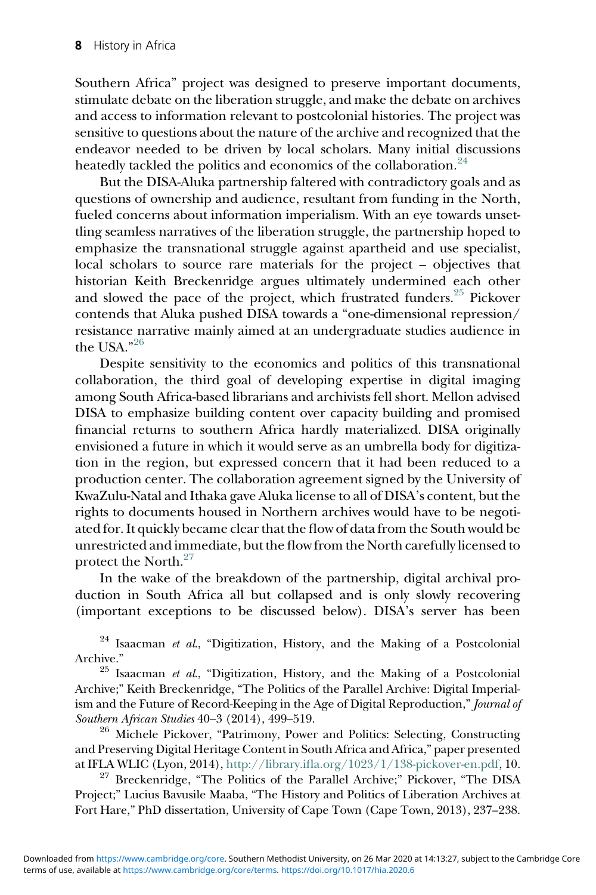Southern Africa" project was designed to preserve important documents, stimulate debate on the liberation struggle, and make the debate on archives and access to information relevant to postcolonial histories. The project was sensitive to questions about the nature of the archive and recognized that the endeavor needed to be driven by local scholars. Many initial discussions heatedly tackled the politics and economics of the collaboration.[24]

But the DISA-Aluka partnership faltered with contradictory goals and as questions of ownership and audience, resultant from funding in the North, fueled concerns about information imperialism. With an eye towards unsettling seamless narratives of the liberation struggle, the partnership hoped to emphasize the transnational struggle against apartheid and use specialist, local scholars to source rare materials for the project – objectives that historian Keith Breckenridge argues ultimately undermined each other and slowed the pace of the project, which frustrated funders.[25] Pickover contends that Aluka pushed DISA towards a "one-dimensional repression/resistance narrative mainly aimed at an undergraduate studies audience in the USA."[26]

Despite sensitivity to the economics and politics of this transnational collaboration, the third goal of developing expertise in digital imaging among South Africa-based librarians and archivists fell short. Mellon advised DISA to emphasize building content over capacity building and promised financial returns to southern Africa hardly materialized. DISA originally envisioned a future in which it would serve as an umbrella body for digitization in the region, but expressed concern that it had been reduced to a production center. The collaboration agreement signed by the University of KwaZulu-Natal and Ithaka gave Aluka license to all of DISA's content, but the rights to documents housed in Northern archives would have to be negotiated for. It quickly became clear that the flow of data from the South would be unrestricted and immediate, but the flow from the North carefully licensed to protect the North.[27]

In the wake of the breakdown of the partnership, digital archival production in South Africa all but collapsed and is only slowly recovering (important exceptions to be discussed below). DISA's server has been

[24] Isaacman *et al.*, "Digitization, History, and the Making of a Postcolonial Archive."

[25] Isaacman *et al.*, "Digitization, History, and the Making of a Postcolonial Archive;" Keith Breckenridge, "The Politics of the Parallel Archive: Digital Imperialism and the Future of Record-Keeping in the Age of Digital Reproduction," *Journal of Southern African Studies* 40–3 (2014), 499–519.

[26] Michele Pickover, "Patrimony, Power and Politics: Selecting, Constructing and Preserving Digital Heritage Content in South Africa and Africa," paper presented at IFLA WLIC (Lyon, 2014), http://library.ifla.org/1023/1/138-pickover-en.pdf, 10.

[27] Breckenridge, "The Politics of the Parallel Archive;" Pickover, "The DISA Project;" Lucius Bavusile Maaba, "The History and Politics of Liberation Archives at Fort Hare," PhD dissertation, University of Cape Town (Cape Town, 2013), 237–238.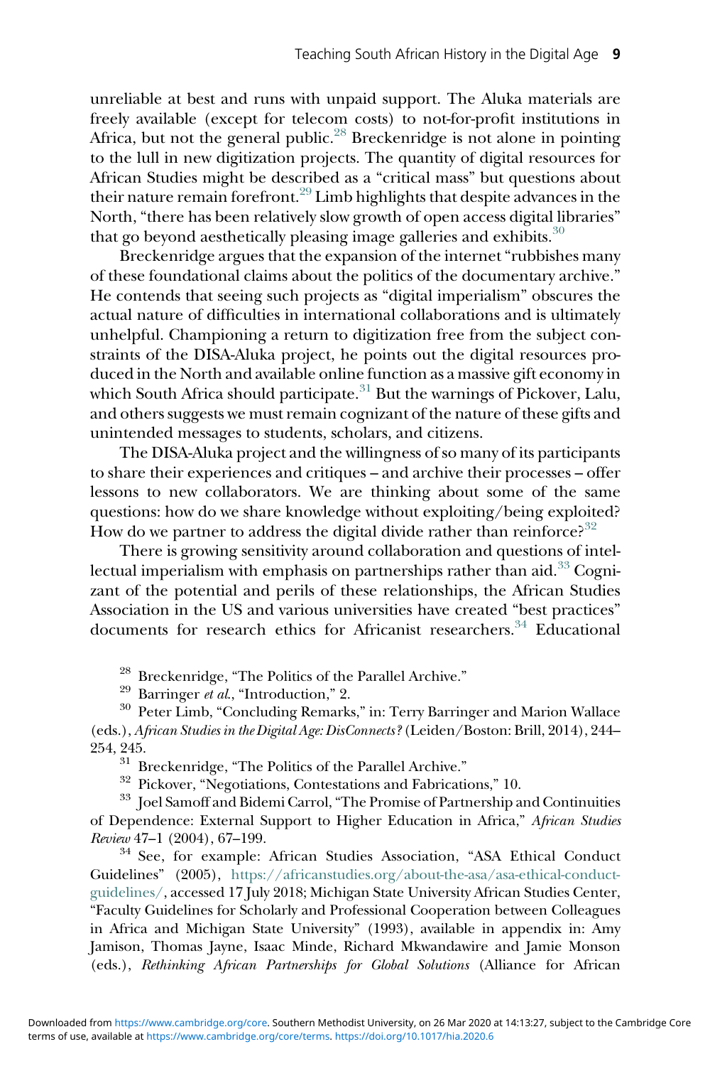unreliable at best and runs with unpaid support. The Aluka materials are freely available (except for telecom costs) to not-for-profit institutions in Africa, but not the general public.[28] Breckenridge is not alone in pointing to the lull in new digitization projects. The quantity of digital resources for African Studies might be described as a "critical mass" but questions about their nature remain forefront.[29] Limb highlights that despite advances in the North, "there has been relatively slow growth of open access digital libraries" that go beyond aesthetically pleasing image galleries and exhibits.[30]

Breckenridge argues that the expansion of the internet "rubbishes many of these foundational claims about the politics of the documentary archive." He contends that seeing such projects as "digital imperialism" obscures the actual nature of difficulties in international collaborations and is ultimately unhelpful. Championing a return to digitization free from the subject constraints of the DISA-Aluka project, he points out the digital resources produced in the North and available online function as a massive gift economy in which South Africa should participate.[31] But the warnings of Pickover, Lalu, and others suggests we must remain cognizant of the nature of these gifts and unintended messages to students, scholars, and citizens.

The DISA-Aluka project and the willingness of so many of its participants to share their experiences and critiques – and archive their processes – offer lessons to new collaborators. We are thinking about some of the same questions: how do we share knowledge without exploiting/being exploited? How do we partner to address the digital divide rather than reinforce?[32]

There is growing sensitivity around collaboration and questions of intellectual imperialism with emphasis on partnerships rather than aid.[33] Cognizant of the potential and perils of these relationships, the African Studies Association in the US and various universities have created "best practices" documents for research ethics for Africanist researchers.[34] Educational

---

[28] Breckenridge, "The Politics of the Parallel Archive."

[29] Barringer *et al.*, "Introduction," 2.

[30] Peter Limb, "Concluding Remarks," in: Terry Barringer and Marion Wallace (eds.), *African Studies in the Digital Age: DisConnects?* (Leiden/Boston: Brill, 2014), 244–254, 245.

[31] Breckenridge, "The Politics of the Parallel Archive."

[32] Pickover, "Negotiations, Contestations and Fabrications," 10.

[33] Joel Samoff and Bidemi Carrol, "The Promise of Partnership and Continuities of Dependence: External Support to Higher Education in Africa," *African Studies Review* 47–1 (2004), 67–199.

[34] See, for example: African Studies Association, "ASA Ethical Conduct Guidelines" (2005), https://africanstudies.org/about-the-asa/asa-ethical-conduct-guidelines/, accessed 17 July 2018; Michigan State University African Studies Center, "Faculty Guidelines for Scholarly and Professional Cooperation between Colleagues in Africa and Michigan State University" (1993), available in appendix in: Amy Jamison, Thomas Jayne, Isaac Minde, Richard Mkwandawire and Jamie Monson (eds.), *Rethinking African Partnerships for Global Solutions* (Alliance for African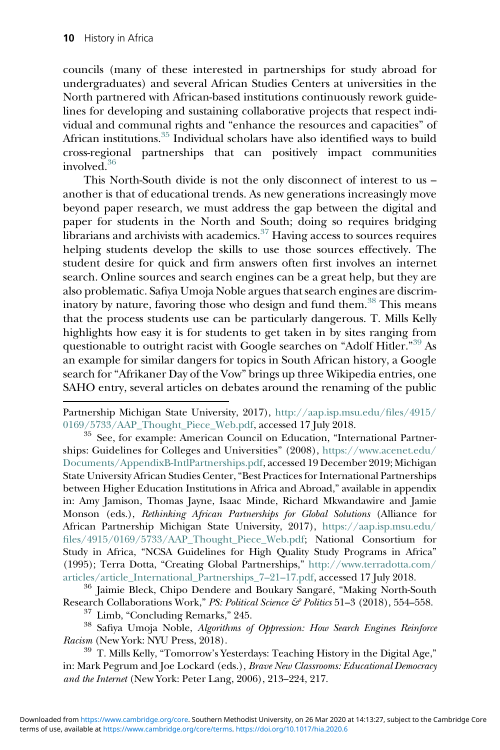councils (many of these interested in partnerships for study abroad for undergraduates) and several African Studies Centers at universities in the North partnered with African-based institutions continuously rework guidelines for developing and sustaining collaborative projects that respect individual and communal rights and "enhance the resources and capacities" of African institutions.[35] Individual scholars have also identified ways to build cross-regional partnerships that can positively impact communities involved.[36]

This North-South divide is not the only disconnect of interest to us – another is that of educational trends. As new generations increasingly move beyond paper research, we must address the gap between the digital and paper for students in the North and South; doing so requires bridging librarians and archivists with academics.[37] Having access to sources requires helping students develop the skills to use those sources effectively. The student desire for quick and firm answers often first involves an internet search. Online sources and search engines can be a great help, but they are also problematic. Safiya Umoja Noble argues that search engines are discriminatory by nature, favoring those who design and fund them.[38] This means that the process students use can be particularly dangerous. T. Mills Kelly highlights how easy it is for students to get taken in by sites ranging from questionable to outright racist with Google searches on "Adolf Hitler."[39] As an example for similar dangers for topics in South African history, a Google search for "Afrikaner Day of the Vow" brings up three Wikipedia entries, one SAHO entry, several articles on debates around the renaming of the public

---

Partnership Michigan State University, 2017), http://aap.isp.msu.edu/files/4915/0169/5733/AAP_Thought_Piece_Web.pdf, accessed 17 July 2018.

[35] See, for example: American Council on Education, "International Partnerships: Guidelines for Colleges and Universities" (2008), https://www.acenet.edu/Documents/AppendixB-IntlPartnerships.pdf, accessed 19 December 2019; Michigan State University African Studies Center, "Best Practices for International Partnerships between Higher Education Institutions in Africa and Abroad," available in appendix in: Amy Jamison, Thomas Jayne, Isaac Minde, Richard Mkwandawire and Jamie Monson (eds.), *Rethinking African Partnerships for Global Solutions* (Alliance for African Partnership Michigan State University, 2017), https://aap.isp.msu.edu/files/4915/0169/5733/AAP_Thought_Piece_Web.pdf; National Consortium for Study in Africa, "NCSA Guidelines for High Quality Study Programs in Africa" (1995); Terra Dotta, "Creating Global Partnerships," http://www.terradotta.com/articles/article_International_Partnerships_7–21–17.pdf, accessed 17 July 2018.

[36] Jaimie Bleck, Chipo Dendere and Boukary Sangaré, "Making North-South Research Collaborations Work," *PS: Political Science & Politics* 51–3 (2018), 554–558.

[37] Limb, "Concluding Remarks," 245.

[38] Safiya Umoja Noble, *Algorithms of Oppression: How Search Engines Reinforce Racism* (New York: NYU Press, 2018).

[39] T. Mills Kelly, "Tomorrow's Yesterdays: Teaching History in the Digital Age," in: Mark Pegrum and Joe Lockard (eds.), *Brave New Classrooms: Educational Democracy and the Internet* (New York: Peter Lang, 2006), 213–224, 217.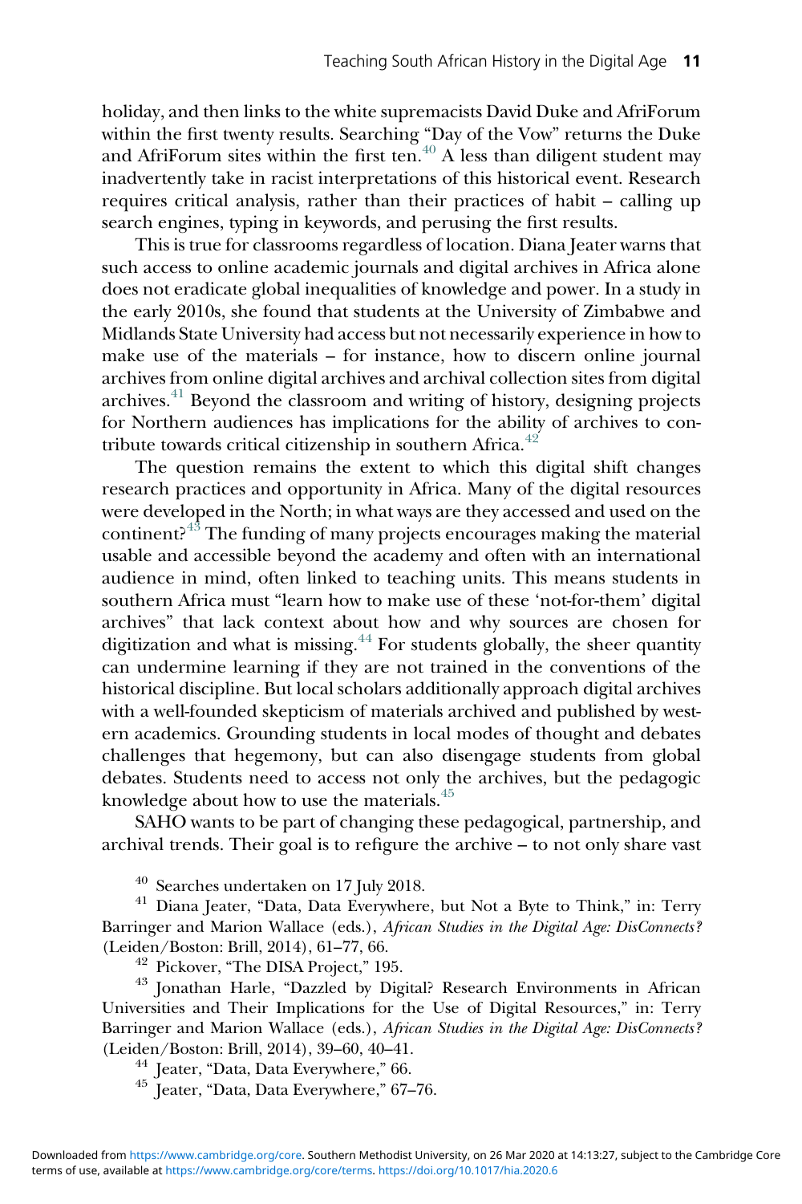holiday, and then links to the white supremacists David Duke and AfriForum within the first twenty results. Searching "Day of the Vow" returns the Duke and AfriForum sites within the first ten.[40] A less than diligent student may inadvertently take in racist interpretations of this historical event. Research requires critical analysis, rather than their practices of habit – calling up search engines, typing in keywords, and perusing the first results.

This is true for classrooms regardless of location. Diana Jeater warns that such access to online academic journals and digital archives in Africa alone does not eradicate global inequalities of knowledge and power. In a study in the early 2010s, she found that students at the University of Zimbabwe and Midlands State University had access but not necessarily experience in how to make use of the materials – for instance, how to discern online journal archives from online digital archives and archival collection sites from digital archives.[41] Beyond the classroom and writing of history, designing projects for Northern audiences has implications for the ability of archives to contribute towards critical citizenship in southern Africa.[42]

The question remains the extent to which this digital shift changes research practices and opportunity in Africa. Many of the digital resources were developed in the North; in what ways are they accessed and used on the continent?[43] The funding of many projects encourages making the material usable and accessible beyond the academy and often with an international audience in mind, often linked to teaching units. This means students in southern Africa must "learn how to make use of these 'not-for-them' digital archives" that lack context about how and why sources are chosen for digitization and what is missing.[44] For students globally, the sheer quantity can undermine learning if they are not trained in the conventions of the historical discipline. But local scholars additionally approach digital archives with a well-founded skepticism of materials archived and published by western academics. Grounding students in local modes of thought and debates challenges that hegemony, but can also disengage students from global debates. Students need to access not only the archives, but the pedagogic knowledge about how to use the materials.[45]

SAHO wants to be part of changing these pedagogical, partnership, and archival trends. Their goal is to refigure the archive – to not only share vast

[40] Searches undertaken on 17 July 2018.

[41] Diana Jeater, "Data, Data Everywhere, but Not a Byte to Think," in: Terry Barringer and Marion Wallace (eds.), *African Studies in the Digital Age: DisConnects?* (Leiden/Boston: Brill, 2014), 61–77, 66.

[42] Pickover, "The DISA Project," 195.

[43] Jonathan Harle, "Dazzled by Digital? Research Environments in African Universities and Their Implications for the Use of Digital Resources," in: Terry Barringer and Marion Wallace (eds.), *African Studies in the Digital Age: DisConnects?* (Leiden/Boston: Brill, 2014), 39–60, 40–41.

[44] Jeater, "Data, Data Everywhere," 66.

[45] Jeater, "Data, Data Everywhere," 67–76.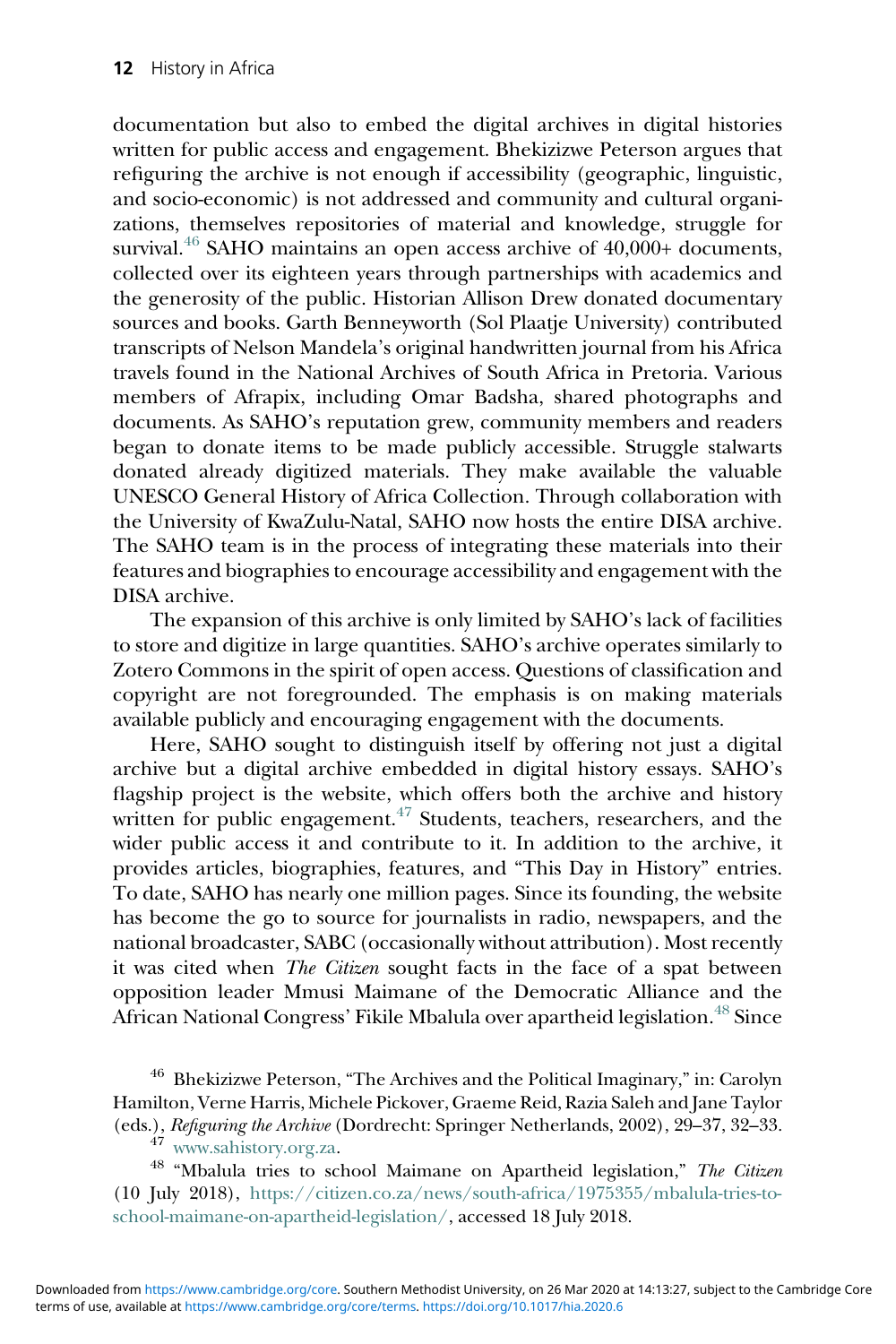documentation but also to embed the digital archives in digital histories written for public access and engagement. Bhekizizwe Peterson argues that refiguring the archive is not enough if accessibility (geographic, linguistic, and socio-economic) is not addressed and community and cultural organizations, themselves repositories of material and knowledge, struggle for survival.[46] SAHO maintains an open access archive of 40,000+ documents, collected over its eighteen years through partnerships with academics and the generosity of the public. Historian Allison Drew donated documentary sources and books. Garth Benneyworth (Sol Plaatje University) contributed transcripts of Nelson Mandela's original handwritten journal from his Africa travels found in the National Archives of South Africa in Pretoria. Various members of Afrapix, including Omar Badsha, shared photographs and documents. As SAHO's reputation grew, community members and readers began to donate items to be made publicly accessible. Struggle stalwarts donated already digitized materials. They make available the valuable UNESCO General History of Africa Collection. Through collaboration with the University of KwaZulu-Natal, SAHO now hosts the entire DISA archive. The SAHO team is in the process of integrating these materials into their features and biographies to encourage accessibility and engagement with the DISA archive.

The expansion of this archive is only limited by SAHO's lack of facilities to store and digitize in large quantities. SAHO's archive operates similarly to Zotero Commons in the spirit of open access. Questions of classification and copyright are not foregrounded. The emphasis is on making materials available publicly and encouraging engagement with the documents.

Here, SAHO sought to distinguish itself by offering not just a digital archive but a digital archive embedded in digital history essays. SAHO's flagship project is the website, which offers both the archive and history written for public engagement.[47] Students, teachers, researchers, and the wider public access it and contribute to it. In addition to the archive, it provides articles, biographies, features, and "This Day in History" entries. To date, SAHO has nearly one million pages. Since its founding, the website has become the go to source for journalists in radio, newspapers, and the national broadcaster, SABC (occasionally without attribution). Most recently it was cited when *The Citizen* sought facts in the face of a spat between opposition leader Mmusi Maimane of the Democratic Alliance and the African National Congress' Fikile Mbalula over apartheid legislation.[48] Since

---

[46] Bhekizizwe Peterson, "The Archives and the Political Imaginary," in: Carolyn Hamilton, Verne Harris, Michele Pickover, Graeme Reid, Razia Saleh and Jane Taylor (eds.), *Refiguring the Archive* (Dordrecht: Springer Netherlands, 2002), 29–37, 32–33.

[47] www.sahistory.org.za.

[48] "Mbalula tries to school Maimane on Apartheid legislation," *The Citizen* (10 July 2018), https://citizen.co.za/news/south-africa/1975355/mbalula-tries-to-school-maimane-on-apartheid-legislation/, accessed 18 July 2018.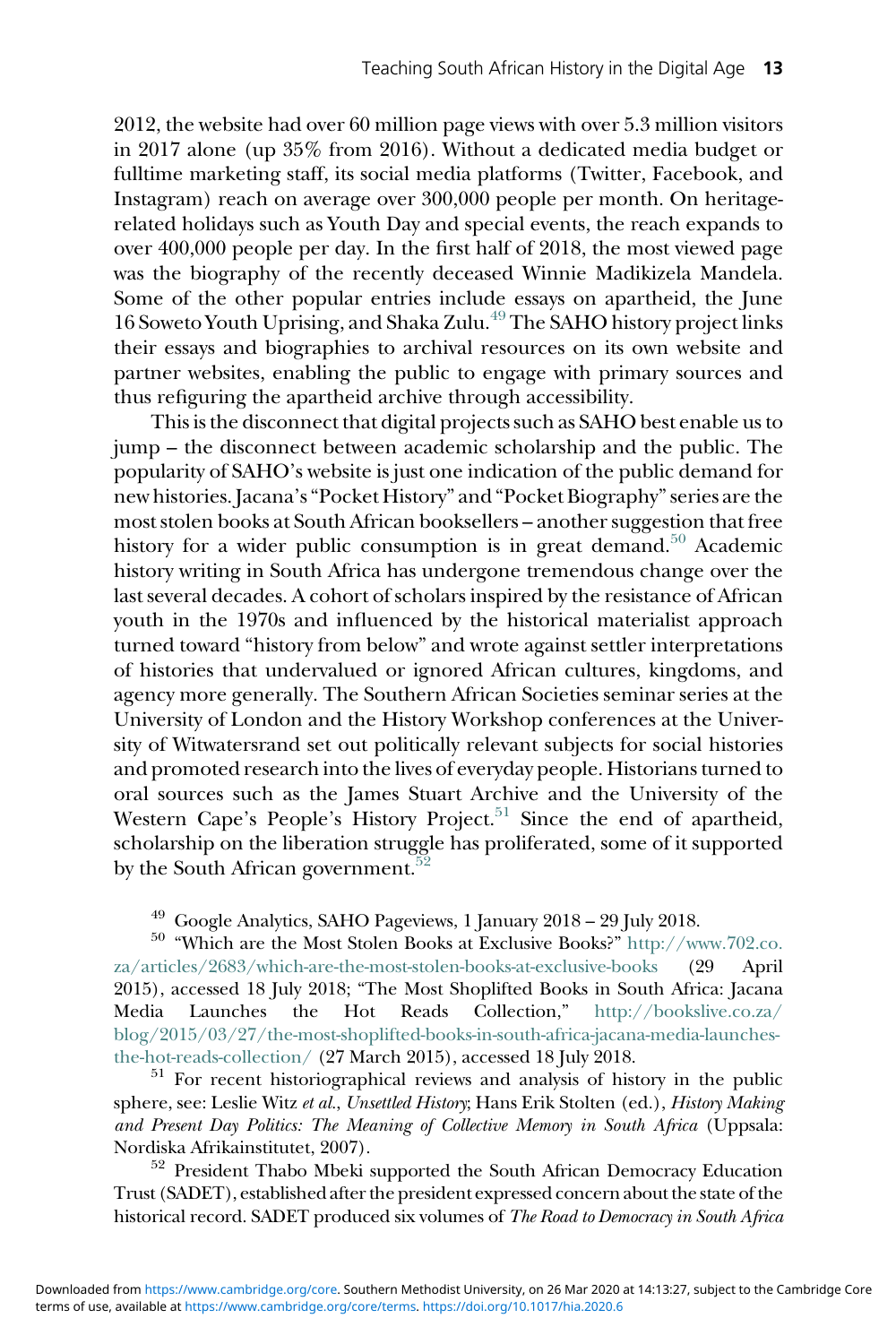2012, the website had over 60 million page views with over 5.3 million visitors in 2017 alone (up 35% from 2016). Without a dedicated media budget or fulltime marketing staff, its social media platforms (Twitter, Facebook, and Instagram) reach on average over 300,000 people per month. On heritage-related holidays such as Youth Day and special events, the reach expands to over 400,000 people per day. In the first half of 2018, the most viewed page was the biography of the recently deceased Winnie Madikizela Mandela. Some of the other popular entries include essays on apartheid, the June 16 Soweto Youth Uprising, and Shaka Zulu.[49] The SAHO history project links their essays and biographies to archival resources on its own website and partner websites, enabling the public to engage with primary sources and thus refiguring the apartheid archive through accessibility.

This is the disconnect that digital projects such as SAHO best enable us to jump – the disconnect between academic scholarship and the public. The popularity of SAHO's website is just one indication of the public demand for new histories. Jacana's "Pocket History" and "Pocket Biography" series are the most stolen books at South African booksellers – another suggestion that free history for a wider public consumption is in great demand.[50] Academic history writing in South Africa has undergone tremendous change over the last several decades. A cohort of scholars inspired by the resistance of African youth in the 1970s and influenced by the historical materialist approach turned toward "history from below" and wrote against settler interpretations of histories that undervalued or ignored African cultures, kingdoms, and agency more generally. The Southern African Societies seminar series at the University of London and the History Workshop conferences at the University of Witwatersrand set out politically relevant subjects for social histories and promoted research into the lives of everyday people. Historians turned to oral sources such as the James Stuart Archive and the University of the Western Cape's People's History Project.[51] Since the end of apartheid, scholarship on the liberation struggle has proliferated, some of it supported by the South African government.[52]

[49] Google Analytics, SAHO Pageviews, 1 January 2018 – 29 July 2018.

[50] "Which are the Most Stolen Books at Exclusive Books?" http://www.702.co.za/articles/2683/which-are-the-most-stolen-books-at-exclusive-books (29 April 2015), accessed 18 July 2018; "The Most Shoplifted Books in South Africa: Jacana Media Launches the Hot Reads Collection," http://bookslive.co.za/blog/2015/03/27/the-most-shoplifted-books-in-south-africa-jacana-media-launches-the-hot-reads-collection/ (27 March 2015), accessed 18 July 2018.

[51] For recent historiographical reviews and analysis of history in the public sphere, see: Leslie Witz *et al.*, *Unsettled History*; Hans Erik Stolten (ed.), *History Making and Present Day Politics: The Meaning of Collective Memory in South Africa* (Uppsala: Nordiska Afrikainstitutet, 2007).

[52] President Thabo Mbeki supported the South African Democracy Education Trust (SADET), established after the president expressed concern about the state of the historical record. SADET produced six volumes of *The Road to Democracy in South Africa*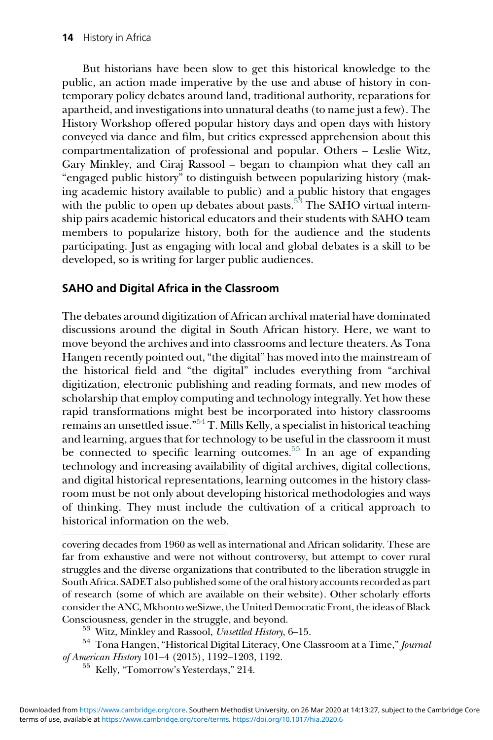But historians have been slow to get this historical knowledge to the public, an action made imperative by the use and abuse of history in contemporary policy debates around land, traditional authority, reparations for apartheid, and investigations into unnatural deaths (to name just a few). The History Workshop offered popular history days and open days with history conveyed via dance and film, but critics expressed apprehension about this compartmentalization of professional and popular. Others – Leslie Witz, Gary Minkley, and Ciraj Rassool – began to champion what they call an "engaged public history" to distinguish between popularizing history (making academic history available to public) and a public history that engages with the public to open up debates about pasts.[53] The SAHO virtual internship pairs academic historical educators and their students with SAHO team members to popularize history, both for the audience and the students participating. Just as engaging with local and global debates is a skill to be developed, so is writing for larger public audiences.

## SAHO and Digital Africa in the Classroom

The debates around digitization of African archival material have dominated discussions around the digital in South African history. Here, we want to move beyond the archives and into classrooms and lecture theaters. As Tona Hangen recently pointed out, "the digital" has moved into the mainstream of the historical field and "the digital" includes everything from "archival digitization, electronic publishing and reading formats, and new modes of scholarship that employ computing and technology integrally. Yet how these rapid transformations might best be incorporated into history classrooms remains an unsettled issue."[54] T. Mills Kelly, a specialist in historical teaching and learning, argues that for technology to be useful in the classroom it must be connected to specific learning outcomes.[55] In an age of expanding technology and increasing availability of digital archives, digital collections, and digital historical representations, learning outcomes in the history classroom must be not only about developing historical methodologies and ways of thinking. They must include the cultivation of a critical approach to historical information on the web.

---

covering decades from 1960 as well as international and African solidarity. These are far from exhaustive and were not without controversy, but attempt to cover rural struggles and the diverse organizations that contributed to the liberation struggle in South Africa. SADET also published some of the oral history accounts recorded as part of research (some of which are available on their website). Other scholarly efforts consider the ANC, Mkhonto weSizwe, the United Democratic Front, the ideas of Black Consciousness, gender in the struggle, and beyond.

[53] Witz, Minkley and Rassool, *Unsettled History*, 6–15.

[54] Tona Hangen, "Historical Digital Literacy, One Classroom at a Time," *Journal of American History* 101–4 (2015), 1192–1203, 1192.

[55] Kelly, "Tomorrow's Yesterdays," 214.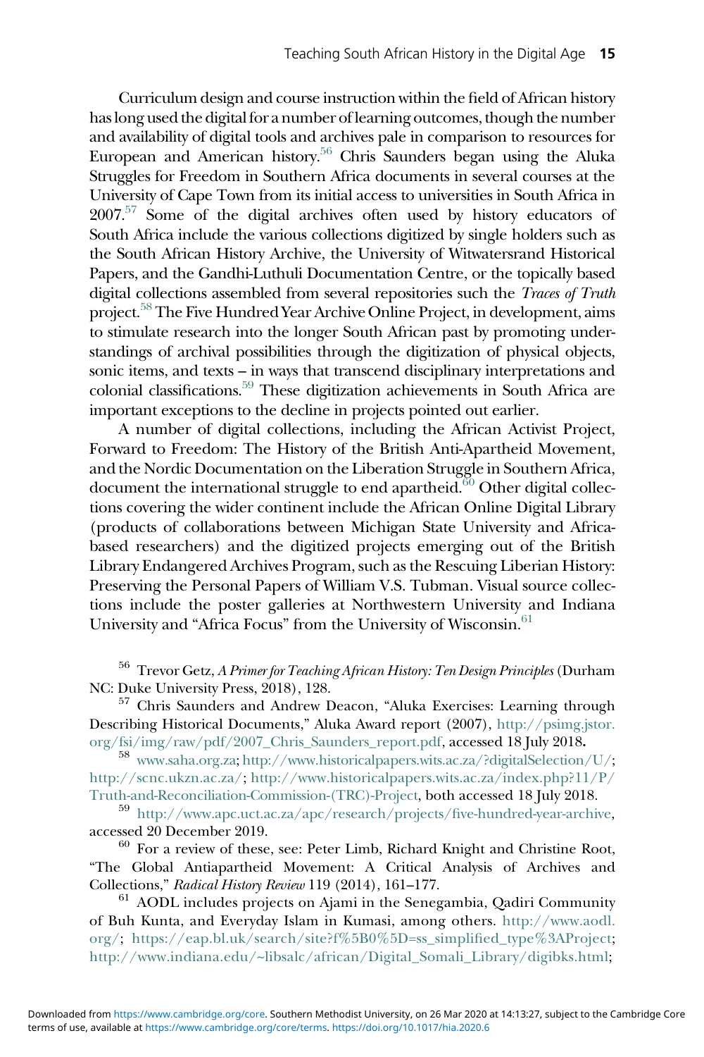Curriculum design and course instruction within the field of African history has long used the digital for a number of learning outcomes, though the number and availability of digital tools and archives pale in comparison to resources for European and American history.[56] Chris Saunders began using the Aluka Struggles for Freedom in Southern Africa documents in several courses at the University of Cape Town from its initial access to universities in South Africa in 2007.[57] Some of the digital archives often used by history educators of South Africa include the various collections digitized by single holders such as the South African History Archive, the University of Witwatersrand Historical Papers, and the Gandhi-Luthuli Documentation Centre, or the topically based digital collections assembled from several repositories such the *Traces of Truth* project.[58] The Five Hundred Year Archive Online Project, in development, aims to stimulate research into the longer South African past by promoting understandings of archival possibilities through the digitization of physical objects, sonic items, and texts – in ways that transcend disciplinary interpretations and colonial classifications.[59] These digitization achievements in South Africa are important exceptions to the decline in projects pointed out earlier.

A number of digital collections, including the African Activist Project, Forward to Freedom: The History of the British Anti-Apartheid Movement, and the Nordic Documentation on the Liberation Struggle in Southern Africa, document the international struggle to end apartheid.[60] Other digital collections covering the wider continent include the African Online Digital Library (products of collaborations between Michigan State University and Africa-based researchers) and the digitized projects emerging out of the British Library Endangered Archives Program, such as the Rescuing Liberian History: Preserving the Personal Papers of William V.S. Tubman. Visual source collections include the poster galleries at Northwestern University and Indiana University and "Africa Focus" from the University of Wisconsin.[61]

[56] Trevor Getz, *A Primer for Teaching African History: Ten Design Principles* (Durham NC: Duke University Press, 2018), 128.

[57] Chris Saunders and Andrew Deacon, "Aluka Exercises: Learning through Describing Historical Documents," Aluka Award report (2007), http://psimg.jstor.org/fsi/img/raw/pdf/2007_Chris_Saunders_report.pdf, accessed 18 July 2018.

[58] www.saha.org.za; http://www.historicalpapers.wits.ac.za/?digitalSelection/U/; http://scnc.ukzn.ac.za/; http://www.historicalpapers.wits.ac.za/index.php?11/P/Truth-and-Reconciliation-Commission-(TRC)-Project, both accessed 18 July 2018.

[59] http://www.apc.uct.ac.za/apc/research/projects/five-hundred-year-archive, accessed 20 December 2019.

[60] For a review of these, see: Peter Limb, Richard Knight and Christine Root, "The Global Antiapartheid Movement: A Critical Analysis of Archives and Collections," *Radical History Review* 119 (2014), 161–177.

[61] AODL includes projects on Ajami in the Senegambia, Qadiri Community of Buh Kunta, and Everyday Islam in Kumasi, among others. http://www.aodl.org/; https://eap.bl.uk/search/site?f%5B0%5D=ss_simplified_type%3AProject; http://www.indiana.edu/~libsalc/african/Digital_Somali_Library/digibks.html;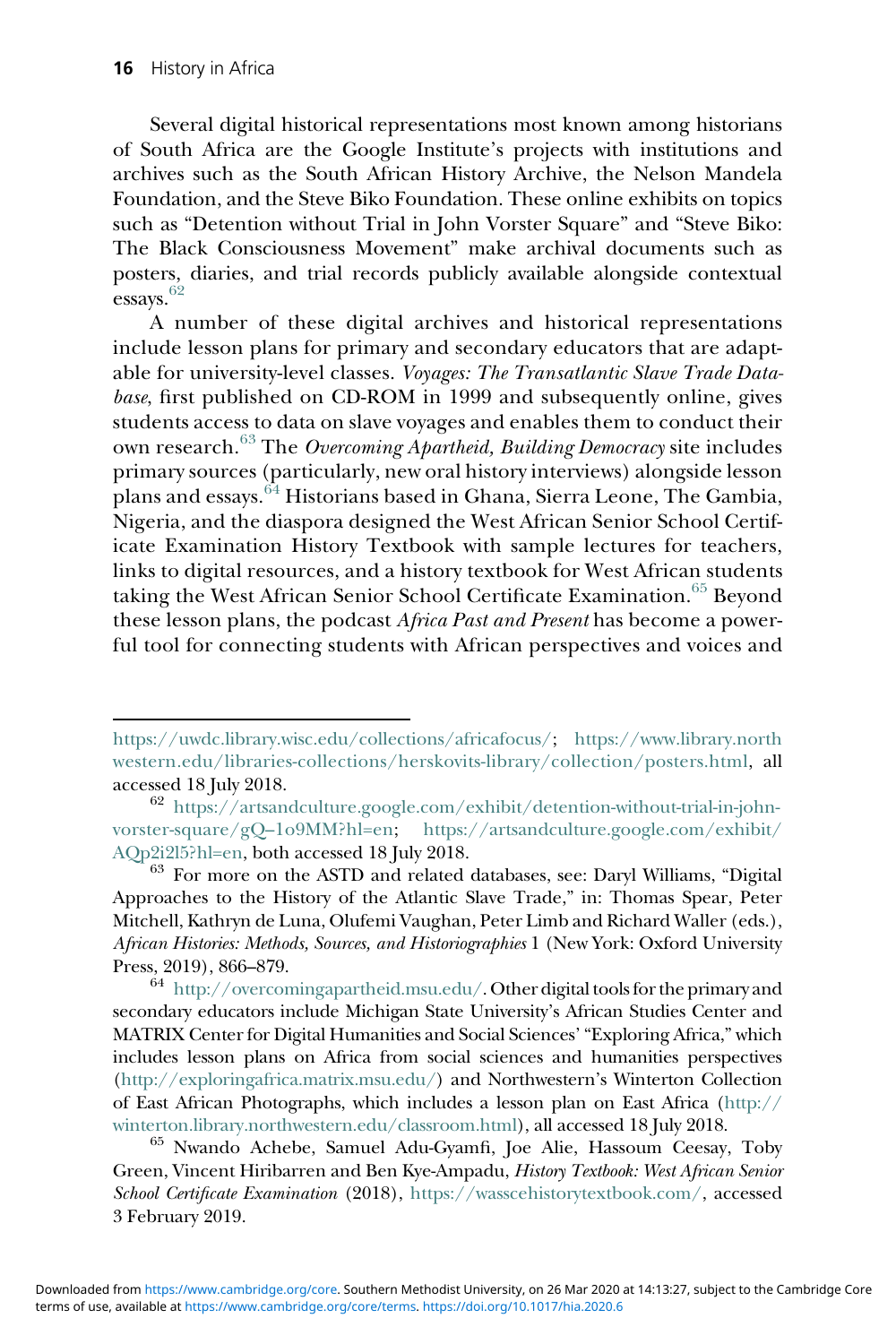Several digital historical representations most known among historians of South Africa are the Google Institute's projects with institutions and archives such as the South African History Archive, the Nelson Mandela Foundation, and the Steve Biko Foundation. These online exhibits on topics such as "Detention without Trial in John Vorster Square" and "Steve Biko: The Black Consciousness Movement" make archival documents such as posters, diaries, and trial records publicly available alongside contextual essays.[62]

A number of these digital archives and historical representations include lesson plans for primary and secondary educators that are adaptable for university-level classes. *Voyages: The Transatlantic Slave Trade Database*, first published on CD-ROM in 1999 and subsequently online, gives students access to data on slave voyages and enables them to conduct their own research.[63] The *Overcoming Apartheid, Building Democracy* site includes primary sources (particularly, new oral history interviews) alongside lesson plans and essays.[64] Historians based in Ghana, Sierra Leone, The Gambia, Nigeria, and the diaspora designed the West African Senior School Certificate Examination History Textbook with sample lectures for teachers, links to digital resources, and a history textbook for West African students taking the West African Senior School Certificate Examination.[65] Beyond these lesson plans, the podcast *Africa Past and Present* has become a powerful tool for connecting students with African perspectives and voices and

---

https://uwdc.library.wisc.edu/collections/africafocus/; https://www.library.northwestern.edu/libraries-collections/herskovits-library/collection/posters.html, all accessed 18 July 2018.

[62] https://artsandculture.google.com/exhibit/detention-without-trial-in-john-vorster-square/gQ–1o9MM?hl=en; https://artsandculture.google.com/exhibit/AQp2i2l5?hl=en, both accessed 18 July 2018.

[63] For more on the ASTD and related databases, see: Daryl Williams, "Digital Approaches to the History of the Atlantic Slave Trade," in: Thomas Spear, Peter Mitchell, Kathryn de Luna, Olufemi Vaughan, Peter Limb and Richard Waller (eds.), *African Histories: Methods, Sources, and Historiographies* 1 (New York: Oxford University Press, 2019), 866–879.

[64] http://overcomingapartheid.msu.edu/. Other digital tools for the primary and secondary educators include Michigan State University's African Studies Center and MATRIX Center for Digital Humanities and Social Sciences' "Exploring Africa," which includes lesson plans on Africa from social sciences and humanities perspectives (http://exploringafrica.matrix.msu.edu/) and Northwestern's Winterton Collection of East African Photographs, which includes a lesson plan on East Africa (http://winterton.library.northwestern.edu/classroom.html), all accessed 18 July 2018.

[65] Nwando Achebe, Samuel Adu-Gyamfi, Joe Alie, Hassoum Ceesay, Toby Green, Vincent Hiribarren and Ben Kye-Ampadu, *History Textbook: West African Senior School Certificate Examination* (2018), https://wasscehistorytextbook.com/, accessed 3 February 2019.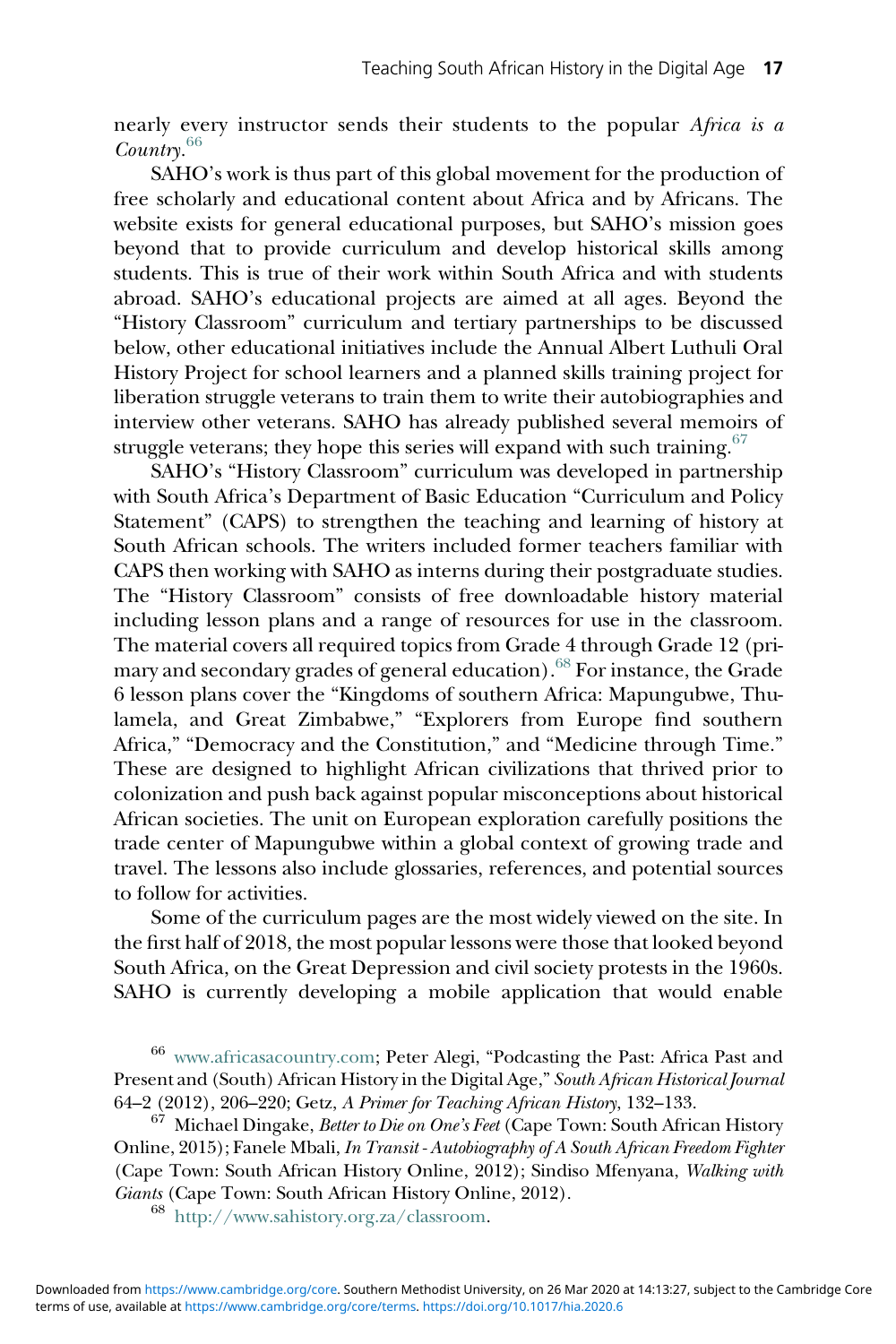nearly every instructor sends their students to the popular *Africa is a Country*.[66]

SAHO's work is thus part of this global movement for the production of free scholarly and educational content about Africa and by Africans. The website exists for general educational purposes, but SAHO's mission goes beyond that to provide curriculum and develop historical skills among students. This is true of their work within South Africa and with students abroad. SAHO's educational projects are aimed at all ages. Beyond the "History Classroom" curriculum and tertiary partnerships to be discussed below, other educational initiatives include the Annual Albert Luthuli Oral History Project for school learners and a planned skills training project for liberation struggle veterans to train them to write their autobiographies and interview other veterans. SAHO has already published several memoirs of struggle veterans; they hope this series will expand with such training.[67]

SAHO's "History Classroom" curriculum was developed in partnership with South Africa's Department of Basic Education "Curriculum and Policy Statement" (CAPS) to strengthen the teaching and learning of history at South African schools. The writers included former teachers familiar with CAPS then working with SAHO as interns during their postgraduate studies. The "History Classroom" consists of free downloadable history material including lesson plans and a range of resources for use in the classroom. The material covers all required topics from Grade 4 through Grade 12 (primary and secondary grades of general education).[68] For instance, the Grade 6 lesson plans cover the "Kingdoms of southern Africa: Mapungubwe, Thulamela, and Great Zimbabwe," "Explorers from Europe find southern Africa," "Democracy and the Constitution," and "Medicine through Time." These are designed to highlight African civilizations that thrived prior to colonization and push back against popular misconceptions about historical African societies. The unit on European exploration carefully positions the trade center of Mapungubwe within a global context of growing trade and travel. The lessons also include glossaries, references, and potential sources to follow for activities.

Some of the curriculum pages are the most widely viewed on the site. In the first half of 2018, the most popular lessons were those that looked beyond South Africa, on the Great Depression and civil society protests in the 1960s. SAHO is currently developing a mobile application that would enable

---

[66] www.africasacountry.com; Peter Alegi, "Podcasting the Past: Africa Past and Present and (South) African History in the Digital Age," *South African Historical Journal* 64–2 (2012), 206–220; Getz, *A Primer for Teaching African History*, 132–133.

[67] Michael Dingake, *Better to Die on One's Feet* (Cape Town: South African History Online, 2015); Fanele Mbali, *In Transit - Autobiography of A South African Freedom Fighter* (Cape Town: South African History Online, 2012); Sindiso Mfenyana, *Walking with Giants* (Cape Town: South African History Online, 2012).

[68] http://www.sahistory.org.za/classroom.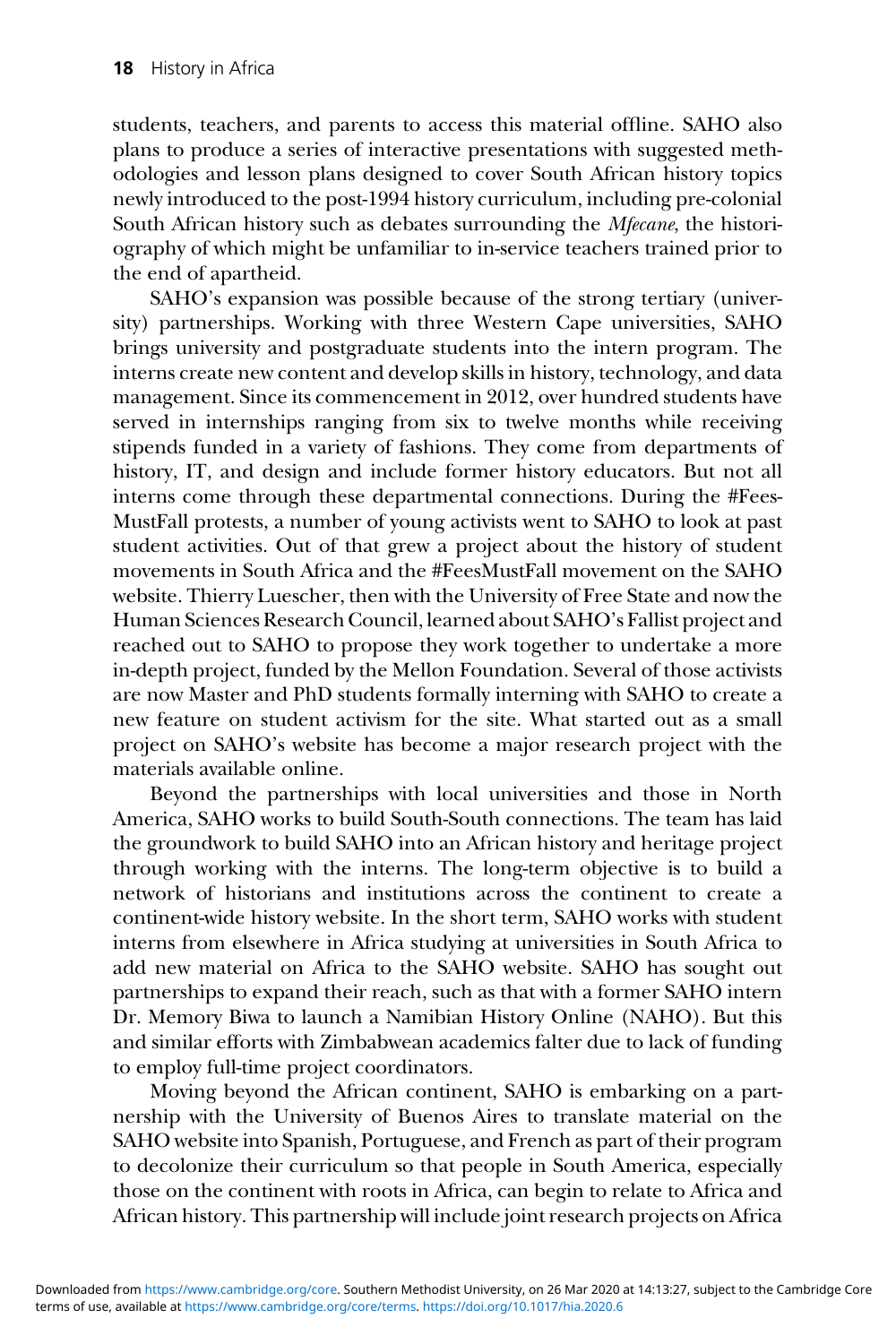students, teachers, and parents to access this material offline. SAHO also plans to produce a series of interactive presentations with suggested methodologies and lesson plans designed to cover South African history topics newly introduced to the post-1994 history curriculum, including pre-colonial South African history such as debates surrounding the *Mfecane*, the historiography of which might be unfamiliar to in-service teachers trained prior to the end of apartheid.

SAHO's expansion was possible because of the strong tertiary (university) partnerships. Working with three Western Cape universities, SAHO brings university and postgraduate students into the intern program. The interns create new content and develop skills in history, technology, and data management. Since its commencement in 2012, over hundred students have served in internships ranging from six to twelve months while receiving stipends funded in a variety of fashions. They come from departments of history, IT, and design and include former history educators. But not all interns come through these departmental connections. During the #FeesMustFall protests, a number of young activists went to SAHO to look at past student activities. Out of that grew a project about the history of student movements in South Africa and the #FeesMustFall movement on the SAHO website. Thierry Luescher, then with the University of Free State and now the Human Sciences Research Council, learned about SAHO's Fallist project and reached out to SAHO to propose they work together to undertake a more in-depth project, funded by the Mellon Foundation. Several of those activists are now Master and PhD students formally interning with SAHO to create a new feature on student activism for the site. What started out as a small project on SAHO's website has become a major research project with the materials available online.

Beyond the partnerships with local universities and those in North America, SAHO works to build South-South connections. The team has laid the groundwork to build SAHO into an African history and heritage project through working with the interns. The long-term objective is to build a network of historians and institutions across the continent to create a continent-wide history website. In the short term, SAHO works with student interns from elsewhere in Africa studying at universities in South Africa to add new material on Africa to the SAHO website. SAHO has sought out partnerships to expand their reach, such as that with a former SAHO intern Dr. Memory Biwa to launch a Namibian History Online (NAHO). But this and similar efforts with Zimbabwean academics falter due to lack of funding to employ full-time project coordinators.

Moving beyond the African continent, SAHO is embarking on a partnership with the University of Buenos Aires to translate material on the SAHO website into Spanish, Portuguese, and French as part of their program to decolonize their curriculum so that people in South America, especially those on the continent with roots in Africa, can begin to relate to Africa and African history. This partnership will include joint research projects on Africa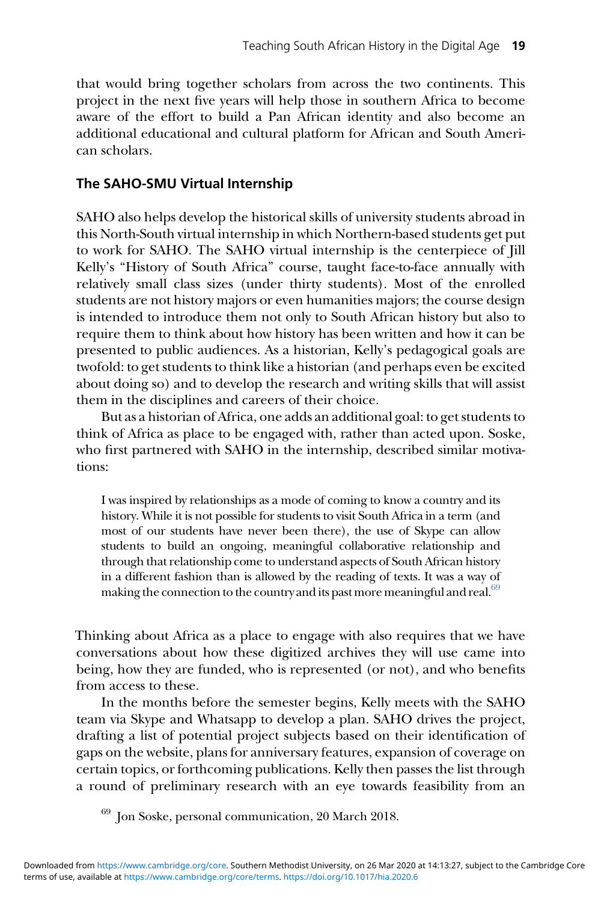that would bring together scholars from across the two continents. This project in the next five years will help those in southern Africa to become aware of the effort to build a Pan African identity and also become an additional educational and cultural platform for African and South American scholars.

### The SAHO-SMU Virtual Internship

SAHO also helps develop the historical skills of university students abroad in this North-South virtual internship in which Northern-based students get put to work for SAHO. The SAHO virtual internship is the centerpiece of Jill Kelly's "History of South Africa" course, taught face-to-face annually with relatively small class sizes (under thirty students). Most of the enrolled students are not history majors or even humanities majors; the course design is intended to introduce them not only to South African history but also to require them to think about how history has been written and how it can be presented to public audiences. As a historian, Kelly's pedagogical goals are twofold: to get students to think like a historian (and perhaps even be excited about doing so) and to develop the research and writing skills that will assist them in the disciplines and careers of their choice.

But as a historian of Africa, one adds an additional goal: to get students to think of Africa as place to be engaged with, rather than acted upon. Soske, who first partnered with SAHO in the internship, described similar motivations:

> I was inspired by relationships as a mode of coming to know a country and its history. While it is not possible for students to visit South Africa in a term (and most of our students have never been there), the use of Skype can allow students to build an ongoing, meaningful collaborative relationship and through that relationship come to understand aspects of South African history in a different fashion than is allowed by the reading of texts. It was a way of making the connection to the country and its past more meaningful and real.[69]

Thinking about Africa as a place to engage with also requires that we have conversations about how these digitized archives they will use came into being, how they are funded, who is represented (or not), and who benefits from access to these.

In the months before the semester begins, Kelly meets with the SAHO team via Skype and Whatsapp to develop a plan. SAHO drives the project, drafting a list of potential project subjects based on their identification of gaps on the website, plans for anniversary features, expansion of coverage on certain topics, or forthcoming publications. Kelly then passes the list through a round of preliminary research with an eye towards feasibility from an

[69] Jon Soske, personal communication, 20 March 2018.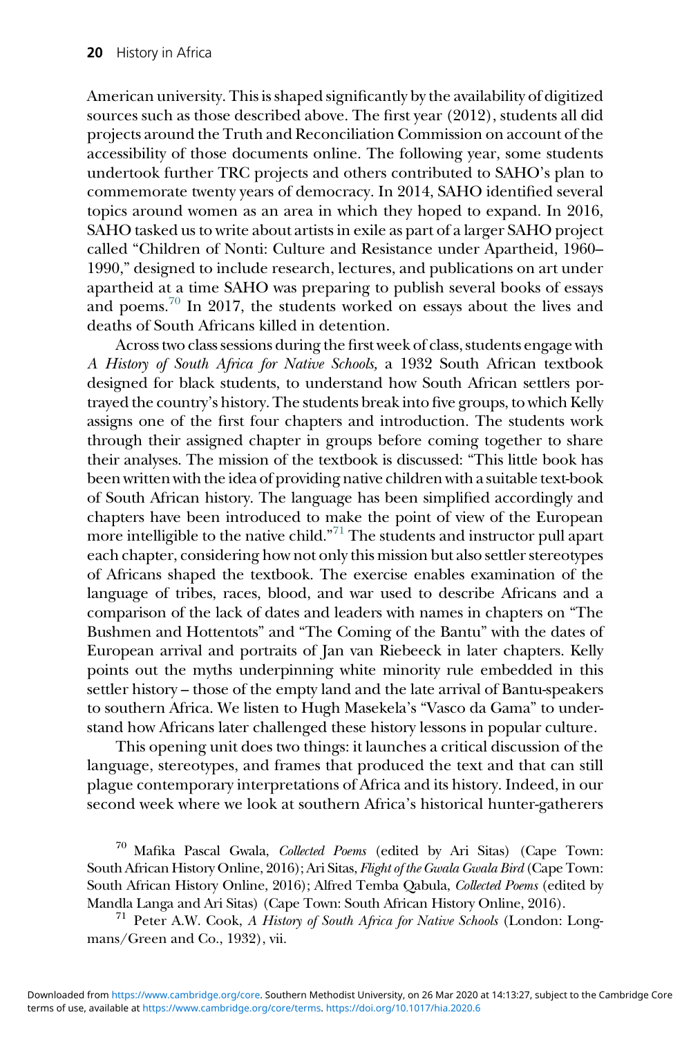American university. This is shaped significantly by the availability of digitized sources such as those described above. The first year (2012), students all did projects around the Truth and Reconciliation Commission on account of the accessibility of those documents online. The following year, some students undertook further TRC projects and others contributed to SAHO's plan to commemorate twenty years of democracy. In 2014, SAHO identified several topics around women as an area in which they hoped to expand. In 2016, SAHO tasked us to write about artists in exile as part of a larger SAHO project called "Children of Nonti: Culture and Resistance under Apartheid, 1960–1990," designed to include research, lectures, and publications on art under apartheid at a time SAHO was preparing to publish several books of essays and poems.[70] In 2017, the students worked on essays about the lives and deaths of South Africans killed in detention.

Across two class sessions during the first week of class, students engage with *A History of South Africa for Native Schools,* a 1932 South African textbook designed for black students, to understand how South African settlers portrayed the country's history. The students break into five groups, to which Kelly assigns one of the first four chapters and introduction. The students work through their assigned chapter in groups before coming together to share their analyses. The mission of the textbook is discussed: "This little book has been written with the idea of providing native children with a suitable text-book of South African history. The language has been simplified accordingly and chapters have been introduced to make the point of view of the European more intelligible to the native child."[71] The students and instructor pull apart each chapter, considering how not only this mission but also settler stereotypes of Africans shaped the textbook. The exercise enables examination of the language of tribes, races, blood, and war used to describe Africans and a comparison of the lack of dates and leaders with names in chapters on "The Bushmen and Hottentots" and "The Coming of the Bantu" with the dates of European arrival and portraits of Jan van Riebeeck in later chapters. Kelly points out the myths underpinning white minority rule embedded in this settler history – those of the empty land and the late arrival of Bantu-speakers to southern Africa. We listen to Hugh Masekela's "Vasco da Gama" to understand how Africans later challenged these history lessons in popular culture.

This opening unit does two things: it launches a critical discussion of the language, stereotypes, and frames that produced the text and that can still plague contemporary interpretations of Africa and its history. Indeed, in our second week where we look at southern Africa's historical hunter-gatherers

---

[70] Mafika Pascal Gwala, *Collected Poems* (edited by Ari Sitas) (Cape Town: South African History Online, 2016); Ari Sitas, *Flight of the Gwala Gwala Bird* (Cape Town: South African History Online, 2016); Alfred Temba Qabula, *Collected Poems* (edited by Mandla Langa and Ari Sitas) (Cape Town: South African History Online, 2016).

[71] Peter A.W. Cook, *A History of South Africa for Native Schools* (London: Longmans/Green and Co., 1932), vii.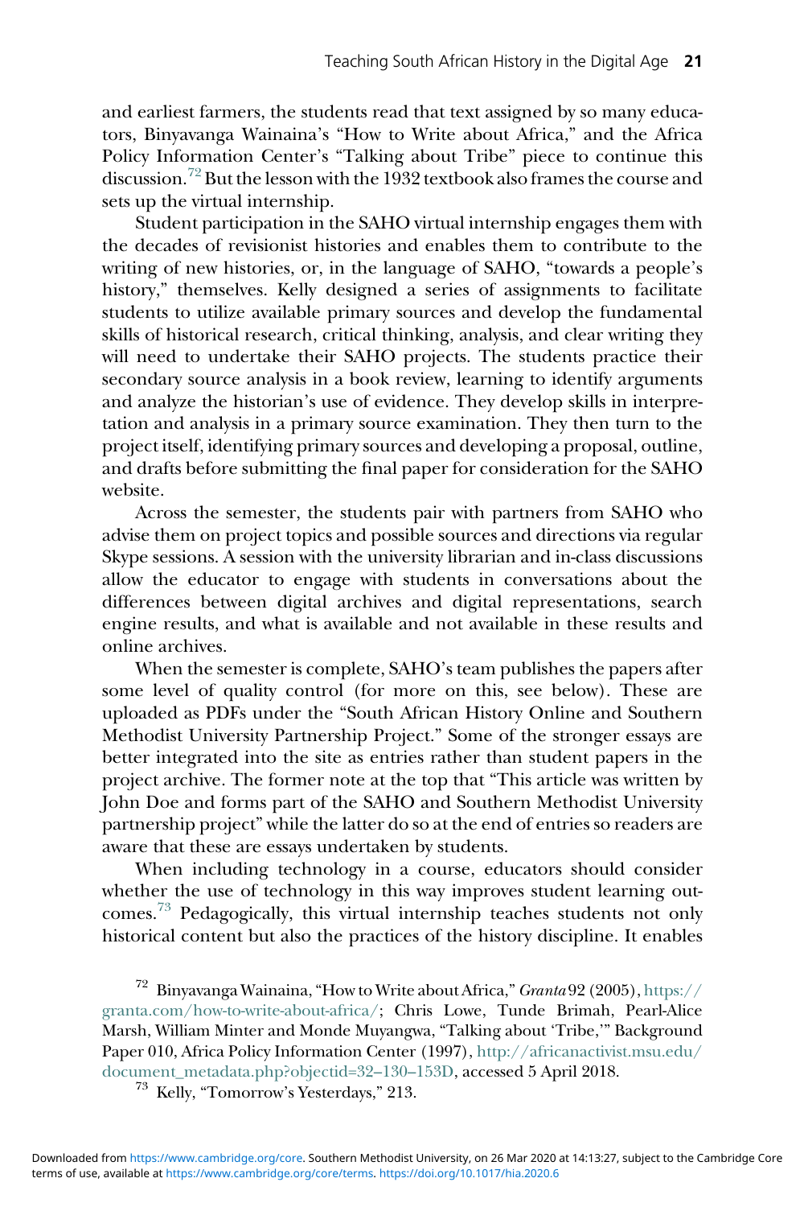and earliest farmers, the students read that text assigned by so many educators, Binyavanga Wainaina's "How to Write about Africa," and the Africa Policy Information Center's "Talking about Tribe" piece to continue this discussion.[72] But the lesson with the 1932 textbook also frames the course and sets up the virtual internship.

Student participation in the SAHO virtual internship engages them with the decades of revisionist histories and enables them to contribute to the writing of new histories, or, in the language of SAHO, "towards a people's history," themselves. Kelly designed a series of assignments to facilitate students to utilize available primary sources and develop the fundamental skills of historical research, critical thinking, analysis, and clear writing they will need to undertake their SAHO projects. The students practice their secondary source analysis in a book review, learning to identify arguments and analyze the historian's use of evidence. They develop skills in interpretation and analysis in a primary source examination. They then turn to the project itself, identifying primary sources and developing a proposal, outline, and drafts before submitting the final paper for consideration for the SAHO website.

Across the semester, the students pair with partners from SAHO who advise them on project topics and possible sources and directions via regular Skype sessions. A session with the university librarian and in-class discussions allow the educator to engage with students in conversations about the differences between digital archives and digital representations, search engine results, and what is available and not available in these results and online archives.

When the semester is complete, SAHO's team publishes the papers after some level of quality control (for more on this, see below). These are uploaded as PDFs under the "South African History Online and Southern Methodist University Partnership Project." Some of the stronger essays are better integrated into the site as entries rather than student papers in the project archive. The former note at the top that "This article was written by John Doe and forms part of the SAHO and Southern Methodist University partnership project" while the latter do so at the end of entries so readers are aware that these are essays undertaken by students.

When including technology in a course, educators should consider whether the use of technology in this way improves student learning outcomes.[73] Pedagogically, this virtual internship teaches students not only historical content but also the practices of the history discipline. It enables

[72] Binyavanga Wainaina, "How to Write about Africa," *Granta* 92 (2005), https://granta.com/how-to-write-about-africa/; Chris Lowe, Tunde Brimah, Pearl-Alice Marsh, William Minter and Monde Muyangwa, "Talking about 'Tribe,'" Background Paper 010, Africa Policy Information Center (1997), http://africanactivist.msu.edu/document_metadata.php?objectid=32–130–153D, accessed 5 April 2018.

[73] Kelly, "Tomorrow's Yesterdays," 213.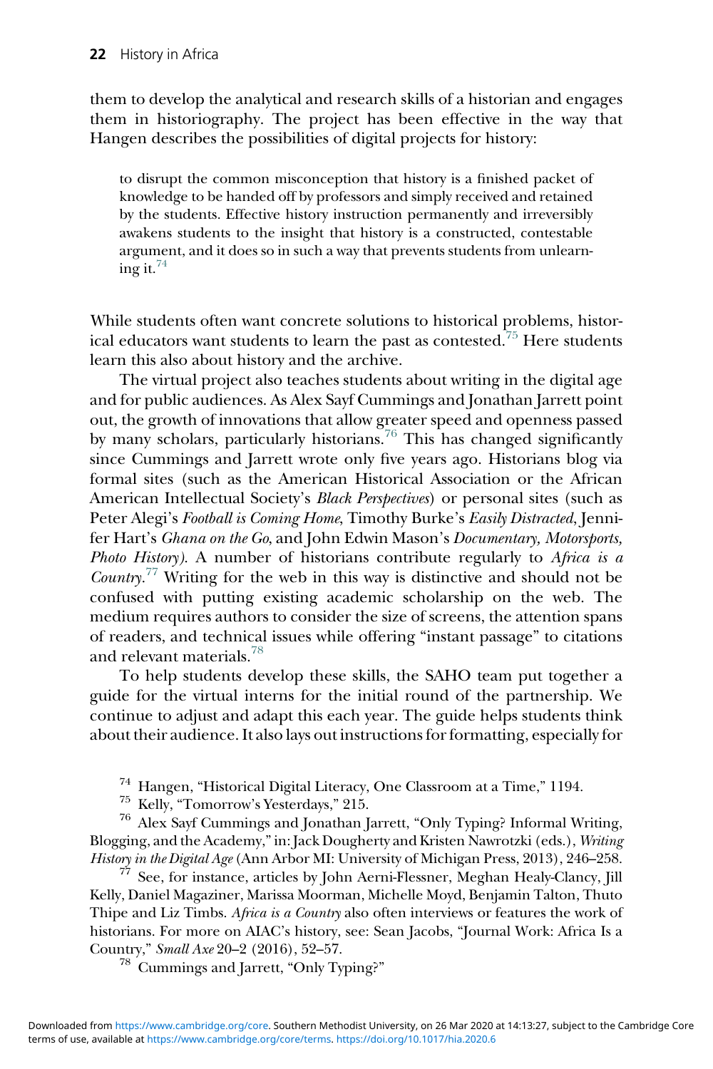them to develop the analytical and research skills of a historian and engages them in historiography. The project has been effective in the way that Hangen describes the possibilities of digital projects for history:

> to disrupt the common misconception that history is a finished packet of knowledge to be handed off by professors and simply received and retained by the students. Effective history instruction permanently and irreversibly awakens students to the insight that history is a constructed, contestable argument, and it does so in such a way that prevents students from unlearning it.[74]

While students often want concrete solutions to historical problems, historical educators want students to learn the past as contested.[75] Here students learn this also about history and the archive.

The virtual project also teaches students about writing in the digital age and for public audiences. As Alex Sayf Cummings and Jonathan Jarrett point out, the growth of innovations that allow greater speed and openness passed by many scholars, particularly historians.[76] This has changed significantly since Cummings and Jarrett wrote only five years ago. Historians blog via formal sites (such as the American Historical Association or the African American Intellectual Society's *Black Perspectives*) or personal sites (such as Peter Alegi's *Football is Coming Home*, Timothy Burke's *Easily Distracted*, Jennifer Hart's *Ghana on the Go*, and John Edwin Mason's *Documentary, Motorsports, Photo History*). A number of historians contribute regularly to *Africa is a Country*.[77] Writing for the web in this way is distinctive and should not be confused with putting existing academic scholarship on the web. The medium requires authors to consider the size of screens, the attention spans of readers, and technical issues while offering "instant passage" to citations and relevant materials.[78]

To help students develop these skills, the SAHO team put together a guide for the virtual interns for the initial round of the partnership. We continue to adjust and adapt this each year. The guide helps students think about their audience. It also lays out instructions for formatting, especially for

[74] Hangen, "Historical Digital Literacy, One Classroom at a Time," 1194.

[75] Kelly, "Tomorrow's Yesterdays," 215.

[76] Alex Sayf Cummings and Jonathan Jarrett, "Only Typing? Informal Writing, Blogging, and the Academy," in: Jack Dougherty and Kristen Nawrotzki (eds.), *Writing History in the Digital Age* (Ann Arbor MI: University of Michigan Press, 2013), 246–258.

[77] See, for instance, articles by John Aerni-Flessner, Meghan Healy-Clancy, Jill Kelly, Daniel Magaziner, Marissa Moorman, Michelle Moyd, Benjamin Talton, Thuto Thipe and Liz Timbs. *Africa is a Country* also often interviews or features the work of historians. For more on AIAC's history, see: Sean Jacobs, "Journal Work: Africa Is a Country," *Small Axe* 20–2 (2016), 52–57.

[78] Cummings and Jarrett, "Only Typing?"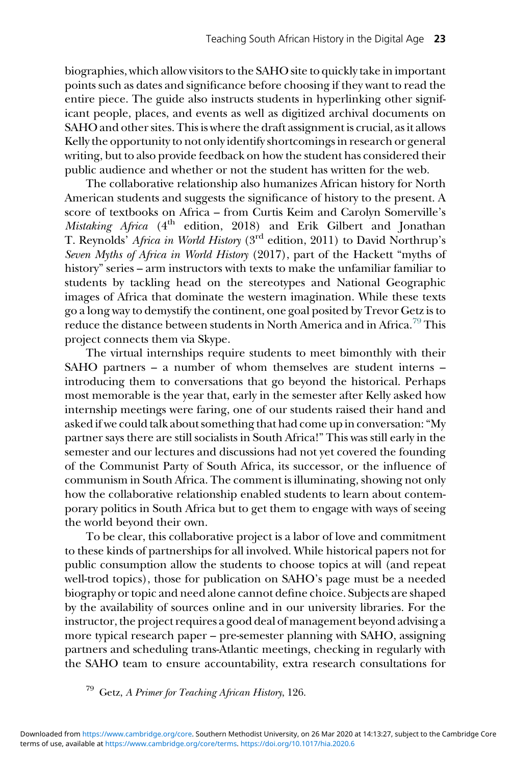biographies, which allow visitors to the SAHO site to quickly take in important points such as dates and significance before choosing if they want to read the entire piece. The guide also instructs students in hyperlinking other significant people, places, and events as well as digitized archival documents on SAHO and other sites. This is where the draft assignment is crucial, as it allows Kelly the opportunity to not only identify shortcomings in research or general writing, but to also provide feedback on how the student has considered their public audience and whether or not the student has written for the web.

The collaborative relationship also humanizes African history for North American students and suggests the significance of history to the present. A score of textbooks on Africa – from Curtis Keim and Carolyn Somerville's *Mistaking Africa* (4th edition, 2018) and Erik Gilbert and Jonathan T. Reynolds' *Africa in World History* (3rd edition, 2011) to David Northrup's *Seven Myths of Africa in World History* (2017), part of the Hackett "myths of history" series – arm instructors with texts to make the unfamiliar familiar to students by tackling head on the stereotypes and National Geographic images of Africa that dominate the western imagination. While these texts go a long way to demystify the continent, one goal posited by Trevor Getz is to reduce the distance between students in North America and in Africa.[79] This project connects them via Skype.

The virtual internships require students to meet bimonthly with their SAHO partners – a number of whom themselves are student interns – introducing them to conversations that go beyond the historical. Perhaps most memorable is the year that, early in the semester after Kelly asked how internship meetings were faring, one of our students raised their hand and asked if we could talk about something that had come up in conversation: "My partner says there are still socialists in South Africa!" This was still early in the semester and our lectures and discussions had not yet covered the founding of the Communist Party of South Africa, its successor, or the influence of communism in South Africa. The comment is illuminating, showing not only how the collaborative relationship enabled students to learn about contemporary politics in South Africa but to get them to engage with ways of seeing the world beyond their own.

To be clear, this collaborative project is a labor of love and commitment to these kinds of partnerships for all involved. While historical papers not for public consumption allow the students to choose topics at will (and repeat well-trod topics), those for publication on SAHO's page must be a needed biography or topic and need alone cannot define choice. Subjects are shaped by the availability of sources online and in our university libraries. For the instructor, the project requires a good deal of management beyond advising a more typical research paper – pre-semester planning with SAHO, assigning partners and scheduling trans-Atlantic meetings, checking in regularly with the SAHO team to ensure accountability, extra research consultations for

[79] Getz, *A Primer for Teaching African History*, 126.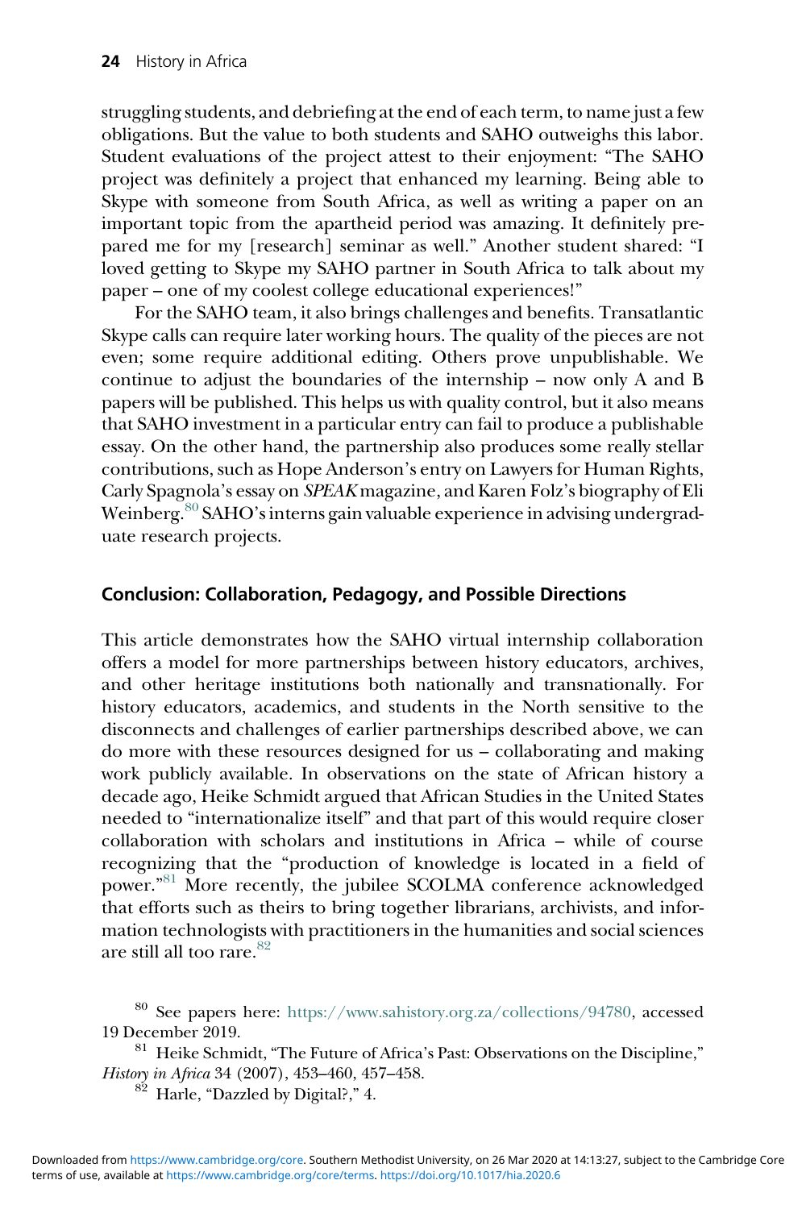struggling students, and debriefing at the end of each term, to name just a few obligations. But the value to both students and SAHO outweighs this labor. Student evaluations of the project attest to their enjoyment: "The SAHO project was definitely a project that enhanced my learning. Being able to Skype with someone from South Africa, as well as writing a paper on an important topic from the apartheid period was amazing. It definitely prepared me for my [research] seminar as well." Another student shared: "I loved getting to Skype my SAHO partner in South Africa to talk about my paper – one of my coolest college educational experiences!"

For the SAHO team, it also brings challenges and benefits. Transatlantic Skype calls can require later working hours. The quality of the pieces are not even; some require additional editing. Others prove unpublishable. We continue to adjust the boundaries of the internship – now only A and B papers will be published. This helps us with quality control, but it also means that SAHO investment in a particular entry can fail to produce a publishable essay. On the other hand, the partnership also produces some really stellar contributions, such as Hope Anderson's entry on Lawyers for Human Rights, Carly Spagnola's essay on *SPEAK* magazine, and Karen Folz's biography of Eli Weinberg.[80] SAHO's interns gain valuable experience in advising undergraduate research projects.

## Conclusion: Collaboration, Pedagogy, and Possible Directions

This article demonstrates how the SAHO virtual internship collaboration offers a model for more partnerships between history educators, archives, and other heritage institutions both nationally and transnationally. For history educators, academics, and students in the North sensitive to the disconnects and challenges of earlier partnerships described above, we can do more with these resources designed for us – collaborating and making work publicly available. In observations on the state of African history a decade ago, Heike Schmidt argued that African Studies in the United States needed to "internationalize itself" and that part of this would require closer collaboration with scholars and institutions in Africa – while of course recognizing that the "production of knowledge is located in a field of power."[81] More recently, the jubilee SCOLMA conference acknowledged that efforts such as theirs to bring together librarians, archivists, and information technologists with practitioners in the humanities and social sciences are still all too rare.[82]

---

[80] See papers here: https://www.sahistory.org.za/collections/94780, accessed 19 December 2019.

[81] Heike Schmidt, "The Future of Africa's Past: Observations on the Discipline," *History in Africa* 34 (2007), 453–460, 457–458.

[82] Harle, "Dazzled by Digital?," 4.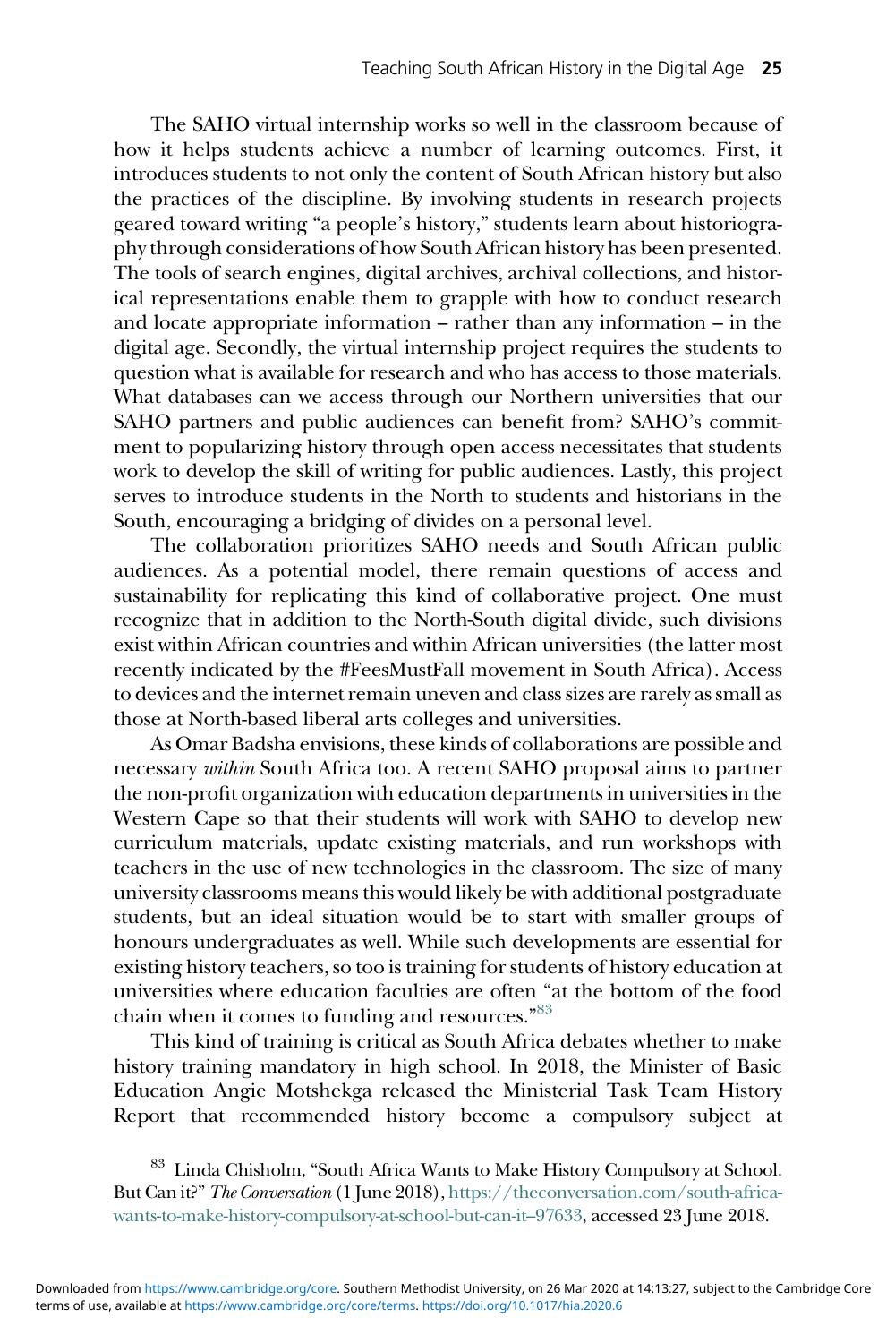The SAHO virtual internship works so well in the classroom because of how it helps students achieve a number of learning outcomes. First, it introduces students to not only the content of South African history but also the practices of the discipline. By involving students in research projects geared toward writing "a people's history," students learn about historiography through considerations of how South African history has been presented. The tools of search engines, digital archives, archival collections, and historical representations enable them to grapple with how to conduct research and locate appropriate information – rather than any information – in the digital age. Secondly, the virtual internship project requires the students to question what is available for research and who has access to those materials. What databases can we access through our Northern universities that our SAHO partners and public audiences can benefit from? SAHO's commitment to popularizing history through open access necessitates that students work to develop the skill of writing for public audiences. Lastly, this project serves to introduce students in the North to students and historians in the South, encouraging a bridging of divides on a personal level.

The collaboration prioritizes SAHO needs and South African public audiences. As a potential model, there remain questions of access and sustainability for replicating this kind of collaborative project. One must recognize that in addition to the North-South digital divide, such divisions exist within African countries and within African universities (the latter most recently indicated by the #FeesMustFall movement in South Africa). Access to devices and the internet remain uneven and class sizes are rarely as small as those at North-based liberal arts colleges and universities.

As Omar Badsha envisions, these kinds of collaborations are possible and necessary *within* South Africa too. A recent SAHO proposal aims to partner the non-profit organization with education departments in universities in the Western Cape so that their students will work with SAHO to develop new curriculum materials, update existing materials, and run workshops with teachers in the use of new technologies in the classroom. The size of many university classrooms means this would likely be with additional postgraduate students, but an ideal situation would be to start with smaller groups of honours undergraduates as well. While such developments are essential for existing history teachers, so too is training for students of history education at universities where education faculties are often "at the bottom of the food chain when it comes to funding and resources."[83]

This kind of training is critical as South Africa debates whether to make history training mandatory in high school. In 2018, the Minister of Basic Education Angie Motshekga released the Ministerial Task Team History Report that recommended history become a compulsory subject at

[83] Linda Chisholm, "South Africa Wants to Make History Compulsory at School. But Can it?" *The Conversation* (1 June 2018), https://theconversation.com/south-africa-wants-to-make-history-compulsory-at-school-but-can-it–97633, accessed 23 June 2018.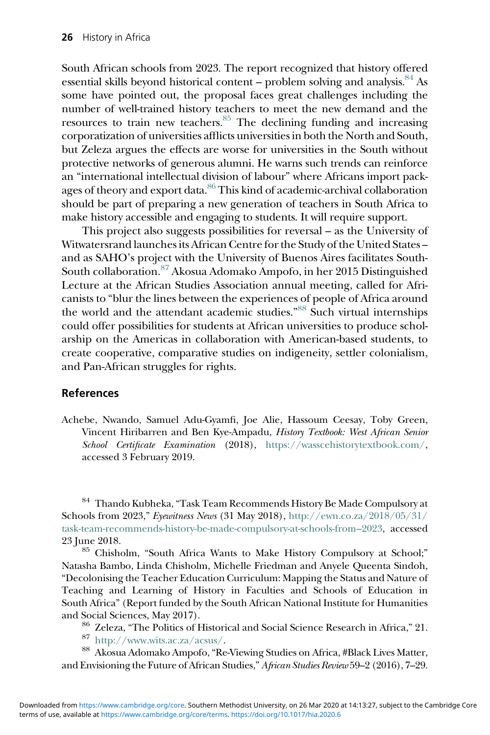South African schools from 2023. The report recognized that history offered essential skills beyond historical content – problem solving and analysis.[84] As some have pointed out, the proposal faces great challenges including the number of well-trained history teachers to meet the new demand and the resources to train new teachers.[85] The declining funding and increasing corporatization of universities afflicts universities in both the North and South, but Zeleza argues the effects are worse for universities in the South without protective networks of generous alumni. He warns such trends can reinforce an "international intellectual division of labour" where Africans import packages of theory and export data.[86] This kind of academic-archival collaboration should be part of preparing a new generation of teachers in South Africa to make history accessible and engaging to students. It will require support.

This project also suggests possibilities for reversal – as the University of Witwatersrand launches its African Centre for the Study of the United States – and as SAHO's project with the University of Buenos Aires facilitates South-South collaboration.[87] Akosua Adomako Ampofo, in her 2015 Distinguished Lecture at the African Studies Association annual meeting, called for Africanists to "blur the lines between the experiences of people of Africa around the world and the attendant academic studies."[88] Such virtual internships could offer possibilities for students at African universities to produce scholarship on the Americas in collaboration with American-based students, to create cooperative, comparative studies on indigeneity, settler colonialism, and Pan-African struggles for rights.

## References

Achebe, Nwando, Samuel Adu-Gyamfi, Joe Alie, Hassoum Ceesay, Toby Green, Vincent Hiribarren and Ben Kye-Ampadu, *History Textbook: West African Senior School Certificate Examination* (2018), https://wasscehistorytextbook.com/, accessed 3 February 2019.

[84] Thando Kubheka, "Task Team Recommends History Be Made Compulsory at Schools from 2023," *Eyewitness News* (31 May 2018), http://ewn.co.za/2018/05/31/task-team-recommends-history-be-made-compulsory-at-schools-from–2023, accessed 23 June 2018.

[85] Chisholm, "South Africa Wants to Make History Compulsory at School;" Natasha Bambo, Linda Chisholm, Michelle Friedman and Anyele Queenta Sindoh, "Decolonising the Teacher Education Curriculum: Mapping the Status and Nature of Teaching and Learning of History in Faculties and Schools of Education in South Africa" (Report funded by the South African National Institute for Humanities and Social Sciences, May 2017).

[86] Zeleza, "The Politics of Historical and Social Science Research in Africa," 21.

[87] http://www.wits.ac.za/acsus/.

[88] Akosua Adomako Ampofo, "Re-Viewing Studies on Africa, #Black Lives Matter, and Envisioning the Future of African Studies," *African Studies Review* 59–2 (2016), 7–29.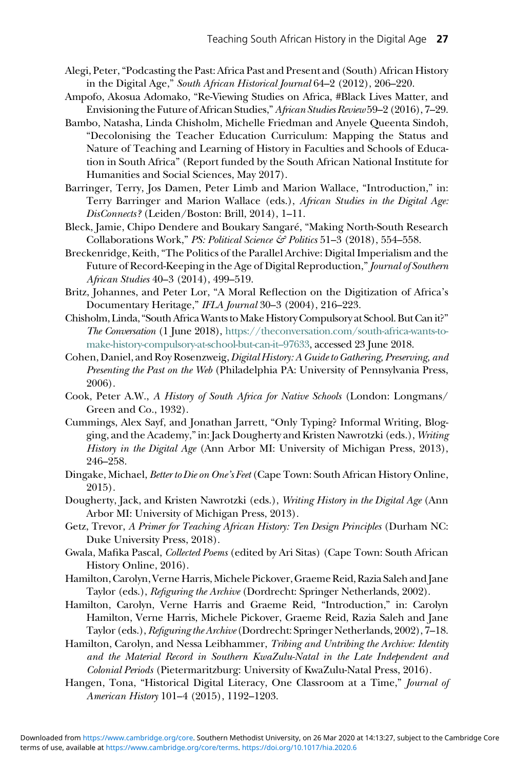Alegi, Peter, "Podcasting the Past: Africa Past and Present and (South) African History in the Digital Age," *South African Historical Journal* 64–2 (2012), 206–220.

Ampofo, Akosua Adomako, "Re-Viewing Studies on Africa, #Black Lives Matter, and Envisioning the Future of African Studies," *African Studies Review* 59–2 (2016), 7–29.

Bambo, Natasha, Linda Chisholm, Michelle Friedman and Anyele Queenta Sindoh, "Decolonising the Teacher Education Curriculum: Mapping the Status and Nature of Teaching and Learning of History in Faculties and Schools of Education in South Africa" (Report funded by the South African National Institute for Humanities and Social Sciences, May 2017).

Barringer, Terry, Jos Damen, Peter Limb and Marion Wallace, "Introduction," in: Terry Barringer and Marion Wallace (eds.), *African Studies in the Digital Age: DisConnects?* (Leiden/Boston: Brill, 2014), 1–11.

Bleck, Jamie, Chipo Dendere and Boukary Sangaré, "Making North-South Research Collaborations Work," *PS: Political Science & Politics* 51–3 (2018), 554–558.

Breckenridge, Keith, "The Politics of the Parallel Archive: Digital Imperialism and the Future of Record-Keeping in the Age of Digital Reproduction," *Journal of Southern African Studies* 40–3 (2014), 499–519.

Britz, Johannes, and Peter Lor, "A Moral Reflection on the Digitization of Africa's Documentary Heritage," *IFLA Journal* 30–3 (2004), 216–223.

Chisholm, Linda, "South Africa Wants to Make History Compulsory at School. But Can it?" *The Conversation* (1 June 2018), https://theconversation.com/south-africa-wants-to-make-history-compulsory-at-school-but-can-it–97633, accessed 23 June 2018.

Cohen, Daniel, and Roy Rosenzweig, *Digital History: A Guide to Gathering, Preserving, and Presenting the Past on the Web* (Philadelphia PA: University of Pennsylvania Press, 2006).

Cook, Peter A.W., *A History of South Africa for Native Schools* (London: Longmans/Green and Co., 1932).

Cummings, Alex Sayf, and Jonathan Jarrett, "Only Typing? Informal Writing, Blogging, and the Academy," in: Jack Dougherty and Kristen Nawrotzki (eds.), *Writing History in the Digital Age* (Ann Arbor MI: University of Michigan Press, 2013), 246–258.

Dingake, Michael, *Better to Die on One's Feet* (Cape Town: South African History Online, 2015).

Dougherty, Jack, and Kristen Nawrotzki (eds.), *Writing History in the Digital Age* (Ann Arbor MI: University of Michigan Press, 2013).

Getz, Trevor, *A Primer for Teaching African History: Ten Design Principles* (Durham NC: Duke University Press, 2018).

Gwala, Mafika Pascal, *Collected Poems* (edited by Ari Sitas) (Cape Town: South African History Online, 2016).

Hamilton, Carolyn, Verne Harris, Michele Pickover, Graeme Reid, Razia Saleh and Jane Taylor (eds.), *Refiguring the Archive* (Dordrecht: Springer Netherlands, 2002).

Hamilton, Carolyn, Verne Harris and Graeme Reid, "Introduction," in: Carolyn Hamilton, Verne Harris, Michele Pickover, Graeme Reid, Razia Saleh and Jane Taylor (eds.), *Refiguring the Archive* (Dordrecht: Springer Netherlands, 2002), 7–18.

Hamilton, Carolyn, and Nessa Leibhammer, *Tribing and Untribing the Archive: Identity and the Material Record in Southern KwaZulu-Natal in the Late Independent and Colonial Periods* (Pietermaritzburg: University of KwaZulu-Natal Press, 2016).

Hangen, Tona, "Historical Digital Literacy, One Classroom at a Time," *Journal of American History* 101–4 (2015), 1192–1203.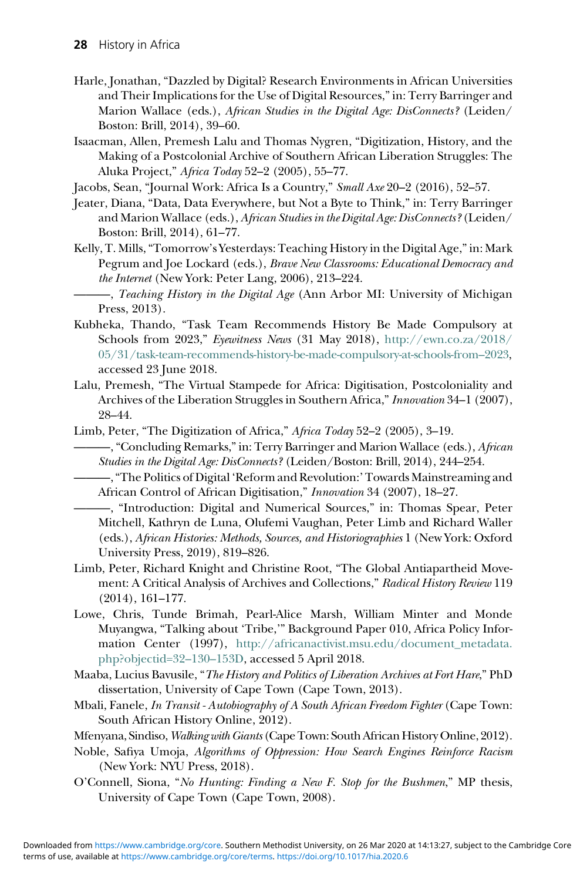Harle, Jonathan, "Dazzled by Digital? Research Environments in African Universities and Their Implications for the Use of Digital Resources," in: Terry Barringer and Marion Wallace (eds.), *African Studies in the Digital Age: DisConnects?* (Leiden/Boston: Brill, 2014), 39–60.

Isaacman, Allen, Premesh Lalu and Thomas Nygren, "Digitization, History, and the Making of a Postcolonial Archive of Southern African Liberation Struggles: The Aluka Project," *Africa Today* 52–2 (2005), 55–77.

Jacobs, Sean, "Journal Work: Africa Is a Country," *Small Axe* 20–2 (2016), 52–57.

Jeater, Diana, "Data, Data Everywhere, but Not a Byte to Think," in: Terry Barringer and Marion Wallace (eds.), *African Studies in the Digital Age: DisConnects?* (Leiden/Boston: Brill, 2014), 61–77.

Kelly, T. Mills, "Tomorrow's Yesterdays: Teaching History in the Digital Age," in: Mark Pegrum and Joe Lockard (eds.), *Brave New Classrooms: Educational Democracy and the Internet* (New York: Peter Lang, 2006), 213–224.

———, *Teaching History in the Digital Age* (Ann Arbor MI: University of Michigan Press, 2013).

Kubheka, Thando, "Task Team Recommends History Be Made Compulsory at Schools from 2023," *Eyewitness News* (31 May 2018), http://ewn.co.za/2018/05/31/task-team-recommends-history-be-made-compulsory-at-schools-from–2023, accessed 23 June 2018.

Lalu, Premesh, "The Virtual Stampede for Africa: Digitisation, Postcoloniality and Archives of the Liberation Struggles in Southern Africa," *Innovation* 34–1 (2007), 28–44.

Limb, Peter, "The Digitization of Africa," *Africa Today* 52–2 (2005), 3–19.

———, "Concluding Remarks," in: Terry Barringer and Marion Wallace (eds.), *African Studies in the Digital Age: DisConnects?* (Leiden/Boston: Brill, 2014), 244–254.

———, "The Politics of Digital 'Reform and Revolution:' Towards Mainstreaming and African Control of African Digitisation," *Innovation* 34 (2007), 18–27.

———, "Introduction: Digital and Numerical Sources," in: Thomas Spear, Peter Mitchell, Kathryn de Luna, Olufemi Vaughan, Peter Limb and Richard Waller (eds.), *African Histories: Methods, Sources, and Historiographies* 1 (New York: Oxford University Press, 2019), 819–826.

Limb, Peter, Richard Knight and Christine Root, "The Global Antiapartheid Movement: A Critical Analysis of Archives and Collections," *Radical History Review* 119 (2014), 161–177.

Lowe, Chris, Tunde Brimah, Pearl-Alice Marsh, William Minter and Monde Muyangwa, "Talking about 'Tribe,'" Background Paper 010, Africa Policy Information Center (1997), http://africanactivist.msu.edu/document_metadata.php?objectid=32–130–153D, accessed 5 April 2018.

Maaba, Lucius Bavusile, "*The History and Politics of Liberation Archives at Fort Hare*," PhD dissertation, University of Cape Town (Cape Town, 2013).

Mbali, Fanele, *In Transit - Autobiography of A South African Freedom Fighter* (Cape Town: South African History Online, 2012).

Mfenyana, Sindiso, *Walking with Giants* (Cape Town: South African History Online, 2012).

Noble, Safiya Umoja, *Algorithms of Oppression: How Search Engines Reinforce Racism* (New York: NYU Press, 2018).

O'Connell, Siona, "*No Hunting: Finding a New F. Stop for the Bushmen*," MP thesis, University of Cape Town (Cape Town, 2008).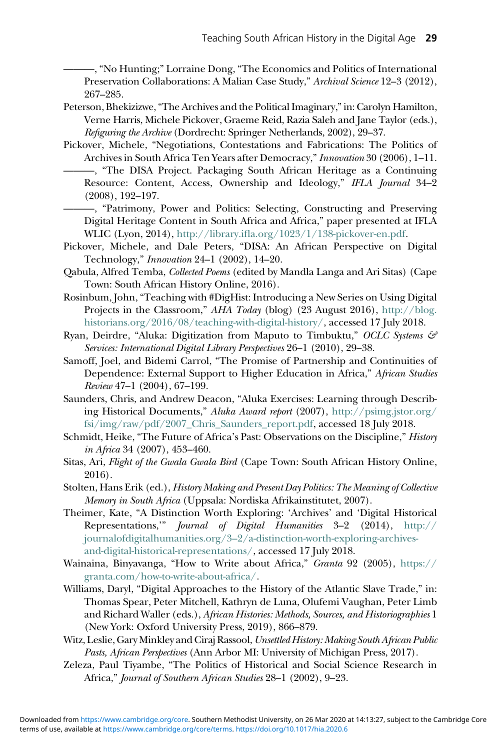———, "No Hunting;" Lorraine Dong, "The Economics and Politics of International Preservation Collaborations: A Malian Case Study," *Archival Science* 12–3 (2012), 267–285.

Peterson, Bhekizizwe, "The Archives and the Political Imaginary," in: Carolyn Hamilton, Verne Harris, Michele Pickover, Graeme Reid, Razia Saleh and Jane Taylor (eds.), *Refiguring the Archive* (Dordrecht: Springer Netherlands, 2002), 29–37.

Pickover, Michele, "Negotiations, Contestations and Fabrications: The Politics of Archives in South Africa Ten Years after Democracy," *Innovation* 30 (2006), 1–11.

———, "The DISA Project. Packaging South African Heritage as a Continuing Resource: Content, Access, Ownership and Ideology," *IFLA Journal* 34–2 (2008), 192–197.

———, "Patrimony, Power and Politics: Selecting, Constructing and Preserving Digital Heritage Content in South Africa and Africa," paper presented at IFLA WLIC (Lyon, 2014), http://library.ifla.org/1023/1/138-pickover-en.pdf.

Pickover, Michele, and Dale Peters, "DISA: An African Perspective on Digital Technology," *Innovation* 24–1 (2002), 14–20.

Qabula, Alfred Temba, *Collected Poems* (edited by Mandla Langa and Ari Sitas) (Cape Town: South African History Online, 2016).

Rosinbum, John, "Teaching with #DigHist: Introducing a New Series on Using Digital Projects in the Classroom," *AHA Today* (blog) (23 August 2016), http://blog.historians.org/2016/08/teaching-with-digital-history/, accessed 17 July 2018.

Ryan, Deirdre, "Aluka: Digitization from Maputo to Timbuktu," *OCLC Systems & Services: International Digital Library Perspectives* 26–1 (2010), 29–38.

Samoff, Joel, and Bidemi Carrol, "The Promise of Partnership and Continuities of Dependence: External Support to Higher Education in Africa," *African Studies Review* 47–1 (2004), 67–199.

Saunders, Chris, and Andrew Deacon, "Aluka Exercises: Learning through Describing Historical Documents," *Aluka Award report* (2007), http://psimg.jstor.org/fsi/img/raw/pdf/2007_Chris_Saunders_report.pdf, accessed 18 July 2018.

Schmidt, Heike, "The Future of Africa's Past: Observations on the Discipline," *History in Africa* 34 (2007), 453–460.

Sitas, Ari, *Flight of the Gwala Gwala Bird* (Cape Town: South African History Online, 2016).

Stolten, Hans Erik (ed.), *History Making and Present Day Politics: The Meaning of Collective Memory in South Africa* (Uppsala: Nordiska Afrikainstitutet, 2007).

Theimer, Kate, "A Distinction Worth Exploring: 'Archives' and 'Digital Historical Representations,'" *Journal of Digital Humanities* 3–2 (2014), http://journalofdigitalhumanities.org/3–2/a-distinction-worth-exploring-archives-and-digital-historical-representations/, accessed 17 July 2018.

Wainaina, Binyavanga, "How to Write about Africa," *Granta* 92 (2005), https://granta.com/how-to-write-about-africa/.

Williams, Daryl, "Digital Approaches to the History of the Atlantic Slave Trade," in: Thomas Spear, Peter Mitchell, Kathryn de Luna, Olufemi Vaughan, Peter Limb and Richard Waller (eds.), *African Histories: Methods, Sources, and Historiographies* 1 (New York: Oxford University Press, 2019), 866–879.

Witz, Leslie, Gary Minkley and Ciraj Rassool, *Unsettled History: Making South African Public Pasts, African Perspectives* (Ann Arbor MI: University of Michigan Press, 2017).

Zeleza, Paul Tiyambe, "The Politics of Historical and Social Science Research in Africa," *Journal of Southern African Studies* 28–1 (2002), 9–23.